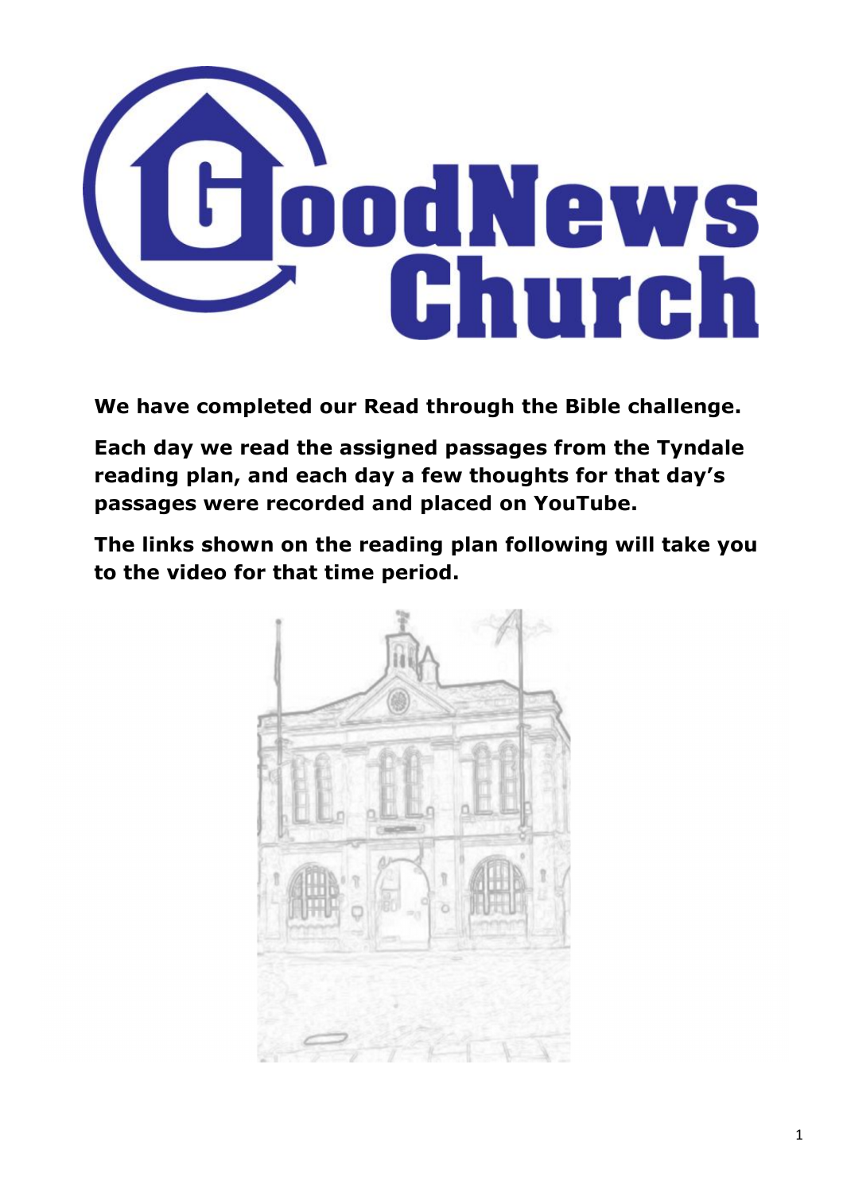# GoodNews Church

**We have completed our Read through the Bible challenge.**

**Each day we read the assigned passages from the Tyndale reading plan, and each day a few thoughts for that day's passages were recorded and placed on YouTube.**

**The links shown on the reading plan following will take you to the video for that time period.**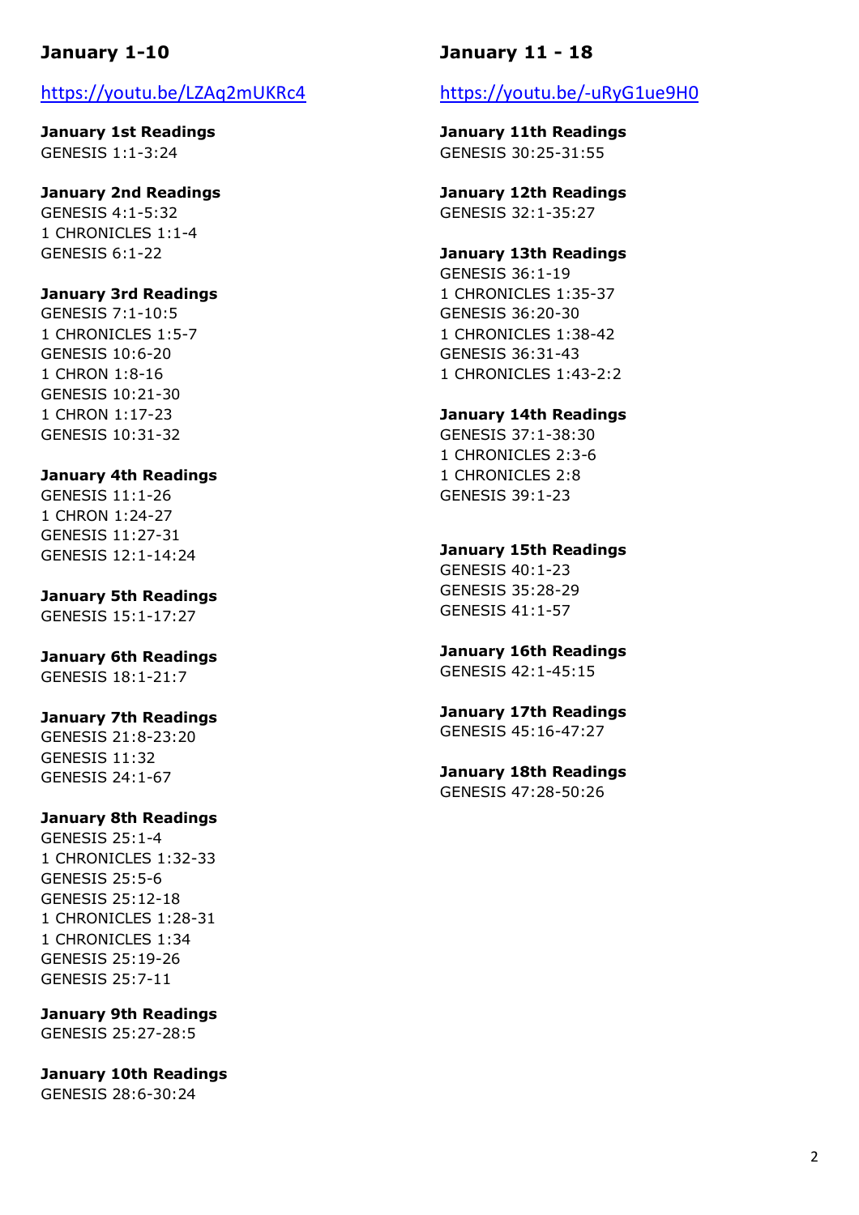## January 1-10

https://youtu.be/LZAq2mUKRc4

**January 1st Readings**
GENESIS 1:1-3:24

**January 2nd Readings**
GENESIS 4:1-5:32
1 CHRONICLES 1:1-4
GENESIS 6:1-22

**January 3rd Readings**
GENESIS 7:1-10:5
1 CHRONICLES 1:5-7
GENESIS 10:6-20
1 CHRON 1:8-16
GENESIS 10:21-30
1 CHRON 1:17-23
GENESIS 10:31-32

**January 4th Readings**
GENESIS 11:1-26
1 CHRON 1:24-27
GENESIS 11:27-31
GENESIS 12:1-14:24

**January 5th Readings**
GENESIS 15:1-17:27

**January 6th Readings**
GENESIS 18:1-21:7

**January 7th Readings**
GENESIS 21:8-23:20
GENESIS 11:32
GENESIS 24:1-67

**January 8th Readings**
GENESIS 25:1-4
1 CHRONICLES 1:32-33
GENESIS 25:5-6
GENESIS 25:12-18
1 CHRONICLES 1:28-31
1 CHRONICLES 1:34
GENESIS 25:19-26
GENESIS 25:7-11

**January 9th Readings**
GENESIS 25:27-28:5

**January 10th Readings**
GENESIS 28:6-30:24

## January 11 - 18

https://youtu.be/-uRyG1ue9H0

**January 11th Readings**
GENESIS 30:25-31:55

**January 12th Readings**
GENESIS 32:1-35:27

**January 13th Readings**
GENESIS 36:1-19
1 CHRONICLES 1:35-37
GENESIS 36:20-30
1 CHRONICLES 1:38-42
GENESIS 36:31-43
1 CHRONICLES 1:43-2:2

**January 14th Readings**
GENESIS 37:1-38:30
1 CHRONICLES 2:3-6
1 CHRONICLES 2:8
GENESIS 39:1-23

**January 15th Readings**
GENESIS 40:1-23
GENESIS 35:28-29
GENESIS 41:1-57

**January 16th Readings**
GENESIS 42:1-45:15

**January 17th Readings**
GENESIS 45:16-47:27

**January 18th Readings**
GENESIS 47:28-50:26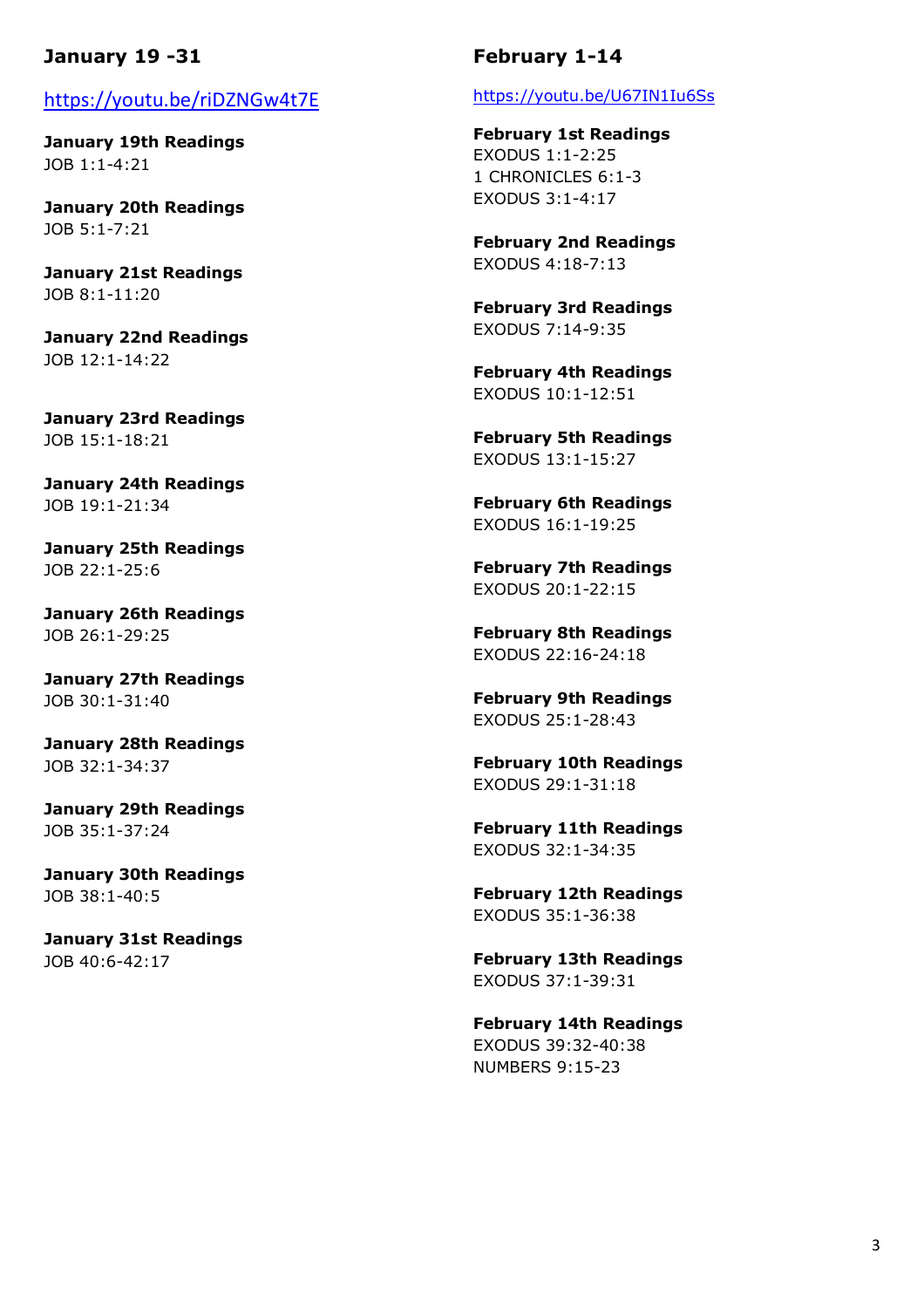## January 19 -31

https://youtu.be/riDZNGw4t7E

**January 19th Readings**
JOB 1:1-4:21

**January 20th Readings**
JOB 5:1-7:21

**January 21st Readings**
JOB 8:1-11:20

**January 22nd Readings**
JOB 12:1-14:22

**January 23rd Readings**
JOB 15:1-18:21

**January 24th Readings**
JOB 19:1-21:34

**January 25th Readings**
JOB 22:1-25:6

**January 26th Readings**
JOB 26:1-29:25

**January 27th Readings**
JOB 30:1-31:40

**January 28th Readings**
JOB 32:1-34:37

**January 29th Readings**
JOB 35:1-37:24

**January 30th Readings**
JOB 38:1-40:5

**January 31st Readings**
JOB 40:6-42:17

## February 1-14

https://youtu.be/U67IN1Iu6Ss

**February 1st Readings**
EXODUS 1:1-2:25
1 CHRONICLES 6:1-3
EXODUS 3:1-4:17

**February 2nd Readings**
EXODUS 4:18-7:13

**February 3rd Readings**
EXODUS 7:14-9:35

**February 4th Readings**
EXODUS 10:1-12:51

**February 5th Readings**
EXODUS 13:1-15:27

**February 6th Readings**
EXODUS 16:1-19:25

**February 7th Readings**
EXODUS 20:1-22:15

**February 8th Readings**
EXODUS 22:16-24:18

**February 9th Readings**
EXODUS 25:1-28:43

**February 10th Readings**
EXODUS 29:1-31:18

**February 11th Readings**
EXODUS 32:1-34:35

**February 12th Readings**
EXODUS 35:1-36:38

**February 13th Readings**
EXODUS 37:1-39:31

**February 14th Readings**
EXODUS 39:32-40:38
NUMBERS 9:15-23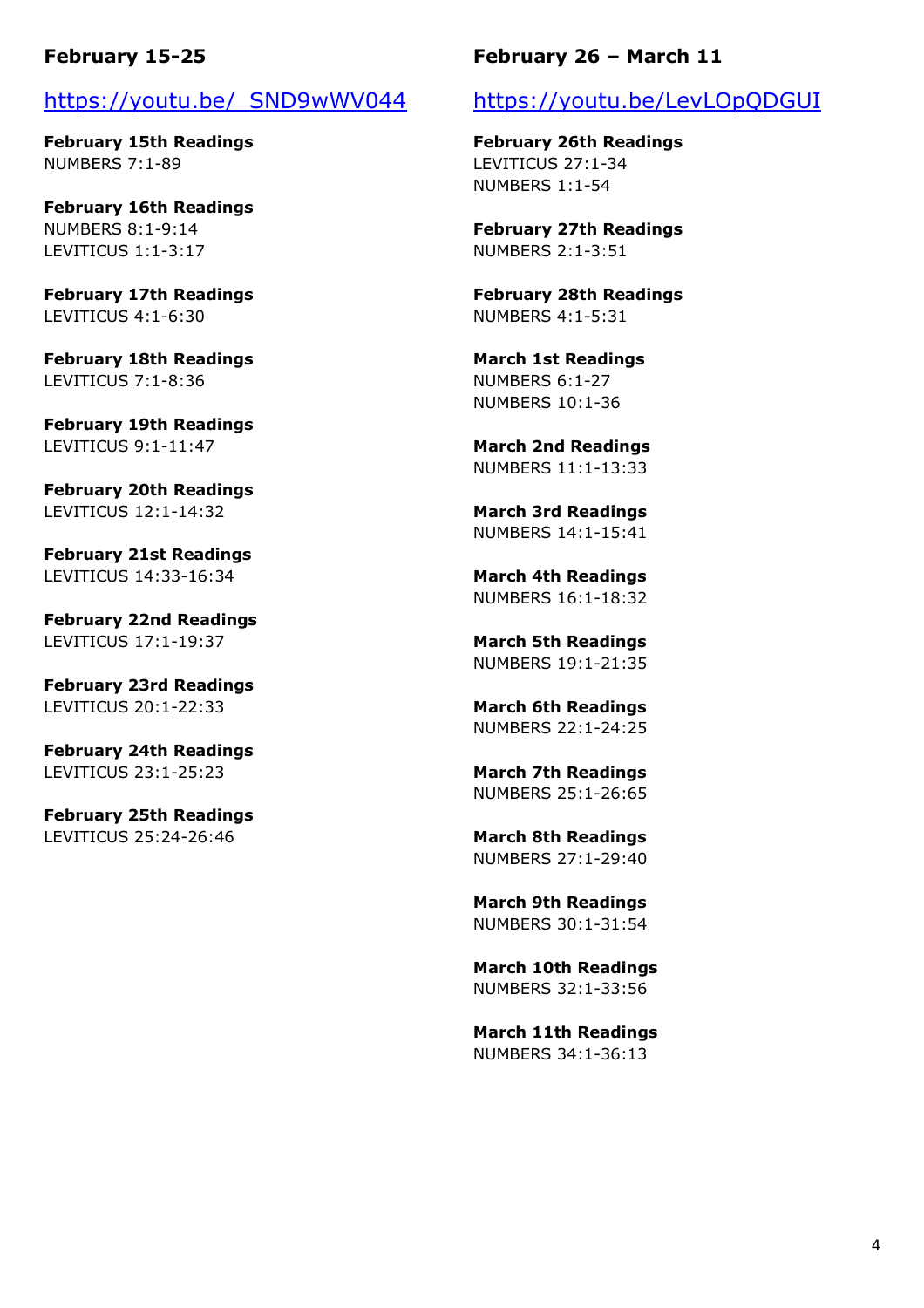## February 15-25

https://youtu.be/_SND9wWV044

**February 15th Readings**
NUMBERS 7:1-89

**February 16th Readings**
NUMBERS 8:1-9:14
LEVITICUS 1:1-3:17

**February 17th Readings**
LEVITICUS 4:1-6:30

**February 18th Readings**
LEVITICUS 7:1-8:36

**February 19th Readings**
LEVITICUS 9:1-11:47

**February 20th Readings**
LEVITICUS 12:1-14:32

**February 21st Readings**
LEVITICUS 14:33-16:34

**February 22nd Readings**
LEVITICUS 17:1-19:37

**February 23rd Readings**
LEVITICUS 20:1-22:33

**February 24th Readings**
LEVITICUS 23:1-25:23

**February 25th Readings**
LEVITICUS 25:24-26:46

## February 26 – March 11

https://youtu.be/LevLOpQDGUI

**February 26th Readings**
LEVITICUS 27:1-34
NUMBERS 1:1-54

**February 27th Readings**
NUMBERS 2:1-3:51

**February 28th Readings**
NUMBERS 4:1-5:31

**March 1st Readings**
NUMBERS 6:1-27
NUMBERS 10:1-36

**March 2nd Readings**
NUMBERS 11:1-13:33

**March 3rd Readings**
NUMBERS 14:1-15:41

**March 4th Readings**
NUMBERS 16:1-18:32

**March 5th Readings**
NUMBERS 19:1-21:35

**March 6th Readings**
NUMBERS 22:1-24:25

**March 7th Readings**
NUMBERS 25:1-26:65

**March 8th Readings**
NUMBERS 27:1-29:40

**March 9th Readings**
NUMBERS 30:1-31:54

**March 10th Readings**
NUMBERS 32:1-33:56

**March 11th Readings**
NUMBERS 34:1-36:13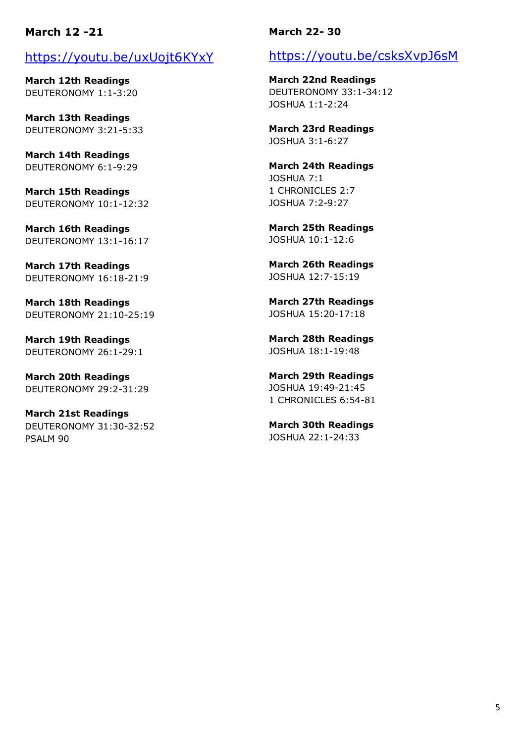**March 12 -21**

https://youtu.be/uxUojt6KYxY

**March 12th Readings**
DEUTERONOMY 1:1-3:20

**March 13th Readings**
DEUTERONOMY 3:21-5:33

**March 14th Readings**
DEUTERONOMY 6:1-9:29

**March 15th Readings**
DEUTERONOMY 10:1-12:32

**March 16th Readings**
DEUTERONOMY 13:1-16:17

**March 17th Readings**
DEUTERONOMY 16:18-21:9

**March 18th Readings**
DEUTERONOMY 21:10-25:19

**March 19th Readings**
DEUTERONOMY 26:1-29:1

**March 20th Readings**
DEUTERONOMY 29:2-31:29

**March 21st Readings**
DEUTERONOMY 31:30-32:52
PSALM 90

**March 22- 30**

https://youtu.be/csksXvpJ6sM

**March 22nd Readings**
DEUTERONOMY 33:1-34:12
JOSHUA 1:1-2:24

**March 23rd Readings**
JOSHUA 3:1-6:27

**March 24th Readings**
JOSHUA 7:1
1 CHRONICLES 2:7
JOSHUA 7:2-9:27

**March 25th Readings**
JOSHUA 10:1-12:6

**March 26th Readings**
JOSHUA 12:7-15:19

**March 27th Readings**
JOSHUA 15:20-17:18

**March 28th Readings**
JOSHUA 18:1-19:48

**March 29th Readings**
JOSHUA 19:49-21:45
1 CHRONICLES 6:54-81

**March 30th Readings**
JOSHUA 22:1-24:33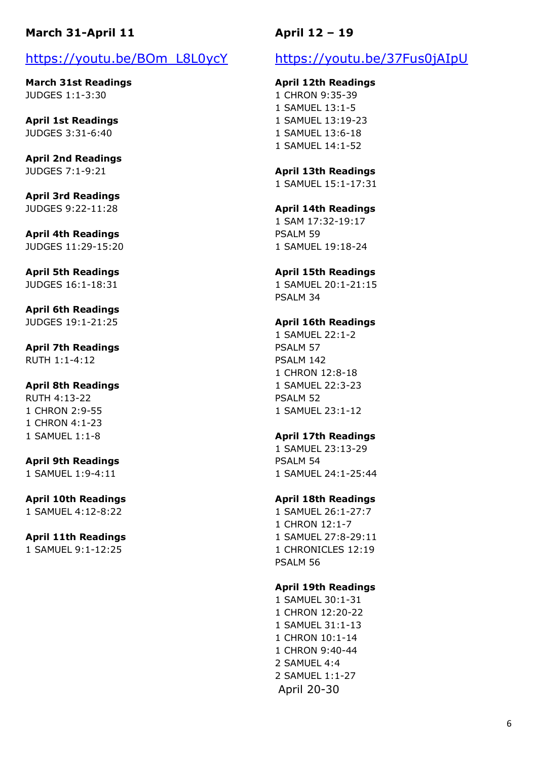## March 31-April 11

https://youtu.be/BOm_L8L0ycY

**March 31st Readings**
JUDGES 1:1-3:30

**April 1st Readings**
JUDGES 3:31-6:40

**April 2nd Readings**
JUDGES 7:1-9:21

**April 3rd Readings**
JUDGES 9:22-11:28

**April 4th Readings**
JUDGES 11:29-15:20

**April 5th Readings**
JUDGES 16:1-18:31

**April 6th Readings**
JUDGES 19:1-21:25

**April 7th Readings**
RUTH 1:1-4:12

**April 8th Readings**
RUTH 4:13-22
1 CHRON 2:9-55
1 CHRON 4:1-23
1 SAMUEL 1:1-8

**April 9th Readings**
1 SAMUEL 1:9-4:11

**April 10th Readings**
1 SAMUEL 4:12-8:22

**April 11th Readings**
1 SAMUEL 9:1-12:25

## April 12 – 19

https://youtu.be/37Fus0jAIpU

**April 12th Readings**
1 CHRON 9:35-39
1 SAMUEL 13:1-5
1 SAMUEL 13:19-23
1 SAMUEL 13:6-18
1 SAMUEL 14:1-52

**April 13th Readings**
1 SAMUEL 15:1-17:31

**April 14th Readings**
1 SAM 17:32-19:17
PSALM 59
1 SAMUEL 19:18-24

**April 15th Readings**
1 SAMUEL 20:1-21:15
PSALM 34

**April 16th Readings**
1 SAMUEL 22:1-2
PSALM 57
PSALM 142
1 CHRON 12:8-18
1 SAMUEL 22:3-23
PSALM 52
1 SAMUEL 23:1-12

**April 17th Readings**
1 SAMUEL 23:13-29
PSALM 54
1 SAMUEL 24:1-25:44

**April 18th Readings**
1 SAMUEL 26:1-27:7
1 CHRON 12:1-7
1 SAMUEL 27:8-29:11
1 CHRONICLES 12:19
PSALM 56

**April 19th Readings**
1 SAMUEL 30:1-31
1 CHRON 12:20-22
1 SAMUEL 31:1-13
1 CHRON 10:1-14
1 CHRON 9:40-44
2 SAMUEL 4:4
2 SAMUEL 1:1-27

April 20-30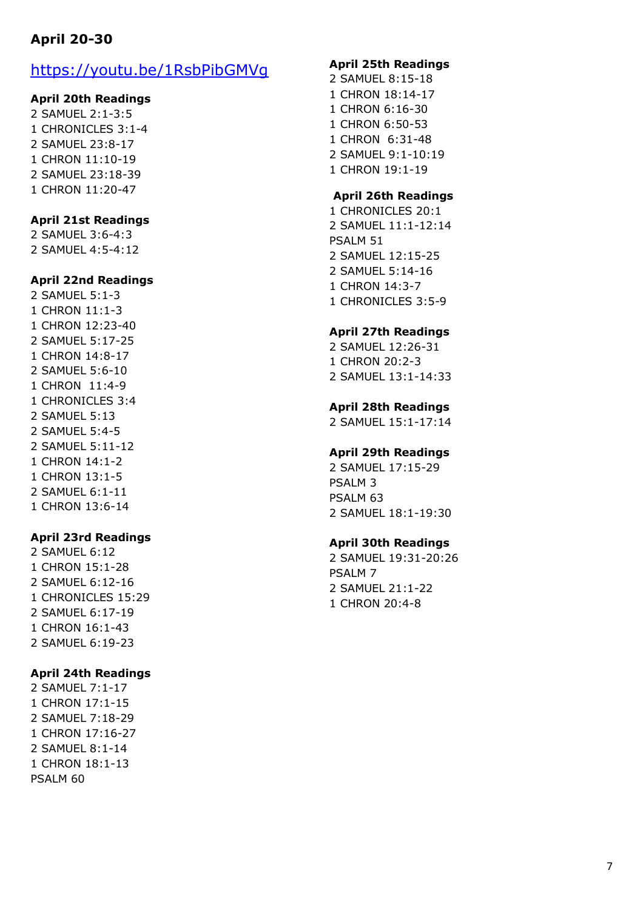## April 20-30

[https://youtu.be/1RsbPibGMVg](https://youtu.be/1RsbPibGMVg)

**April 20th Readings**

2 SAMUEL 2:1-3:5
1 CHRONICLES 3:1-4
2 SAMUEL 23:8-17
1 CHRON 11:10-19
2 SAMUEL 23:18-39
1 CHRON 11:20-47

**April 21st Readings**

2 SAMUEL 3:6-4:3
2 SAMUEL 4:5-4:12

**April 22nd Readings**

2 SAMUEL 5:1-3
1 CHRON 11:1-3
1 CHRON 12:23-40
2 SAMUEL 5:17-25
1 CHRON 14:8-17
2 SAMUEL 5:6-10
1 CHRON 11:4-9
1 CHRONICLES 3:4
2 SAMUEL 5:13
2 SAMUEL 5:4-5
2 SAMUEL 5:11-12
1 CHRON 14:1-2
1 CHRON 13:1-5
2 SAMUEL 6:1-11
1 CHRON 13:6-14

**April 23rd Readings**

2 SAMUEL 6:12
1 CHRON 15:1-28
2 SAMUEL 6:12-16
1 CHRONICLES 15:29
2 SAMUEL 6:17-19
1 CHRON 16:1-43
2 SAMUEL 6:19-23

**April 24th Readings**

2 SAMUEL 7:1-17
1 CHRON 17:1-15
2 SAMUEL 7:18-29
1 CHRON 17:16-27
2 SAMUEL 8:1-14
1 CHRON 18:1-13
PSALM 60

**April 25th Readings**

2 SAMUEL 8:15-18
1 CHRON 18:14-17
1 CHRON 6:16-30
1 CHRON 6:50-53
1 CHRON 6:31-48
2 SAMUEL 9:1-10:19
1 CHRON 19:1-19

**April 26th Readings**

1 CHRONICLES 20:1
2 SAMUEL 11:1-12:14
PSALM 51
2 SAMUEL 12:15-25
2 SAMUEL 5:14-16
1 CHRON 14:3-7
1 CHRONICLES 3:5-9

**April 27th Readings**

2 SAMUEL 12:26-31
1 CHRON 20:2-3
2 SAMUEL 13:1-14:33

**April 28th Readings**

2 SAMUEL 15:1-17:14

**April 29th Readings**

2 SAMUEL 17:15-29
PSALM 3
PSALM 63
2 SAMUEL 18:1-19:30

**April 30th Readings**

2 SAMUEL 19:31-20:26
PSALM 7
2 SAMUEL 21:1-22
1 CHRON 20:4-8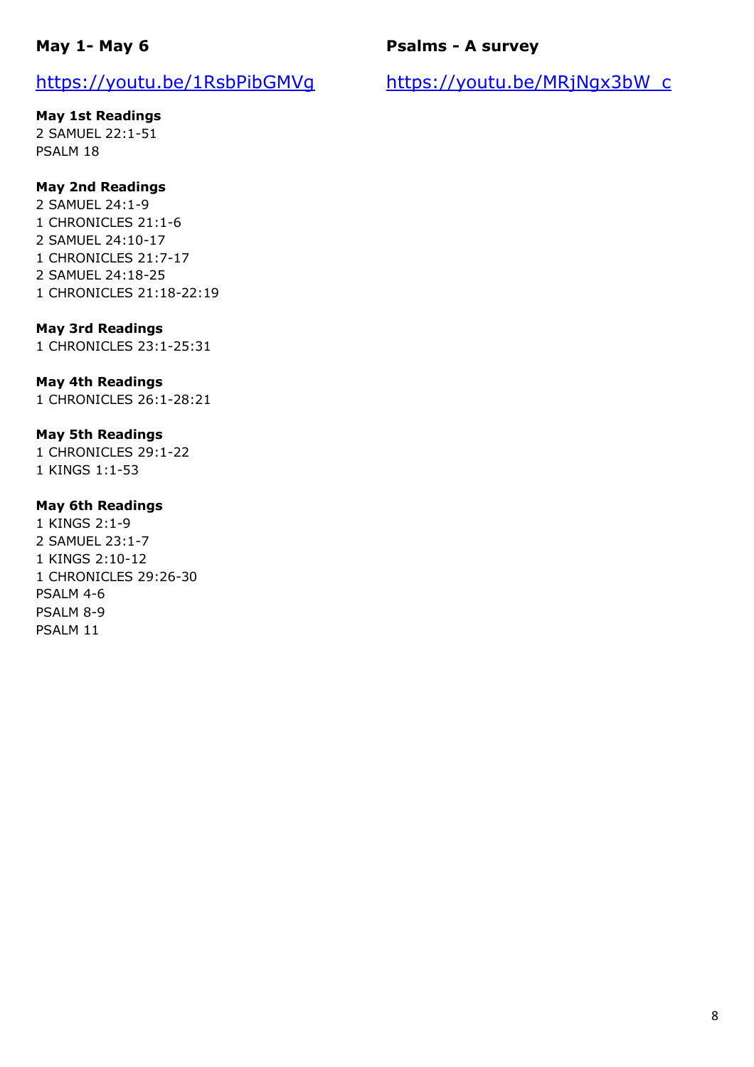## May 1- May 6

https://youtu.be/1RsbPibGMVg

**May 1st Readings**
2 SAMUEL 22:1-51
PSALM 18

**May 2nd Readings**
2 SAMUEL 24:1-9
1 CHRONICLES 21:1-6
2 SAMUEL 24:10-17
1 CHRONICLES 21:7-17
2 SAMUEL 24:18-25
1 CHRONICLES 21:18-22:19

**May 3rd Readings**
1 CHRONICLES 23:1-25:31

**May 4th Readings**
1 CHRONICLES 26:1-28:21

**May 5th Readings**
1 CHRONICLES 29:1-22
1 KINGS 1:1-53

**May 6th Readings**
1 KINGS 2:1-9
2 SAMUEL 23:1-7
1 KINGS 2:10-12
1 CHRONICLES 29:26-30
PSALM 4-6
PSALM 8-9
PSALM 11

## Psalms - A survey

https://youtu.be/MRjNgx3bW_c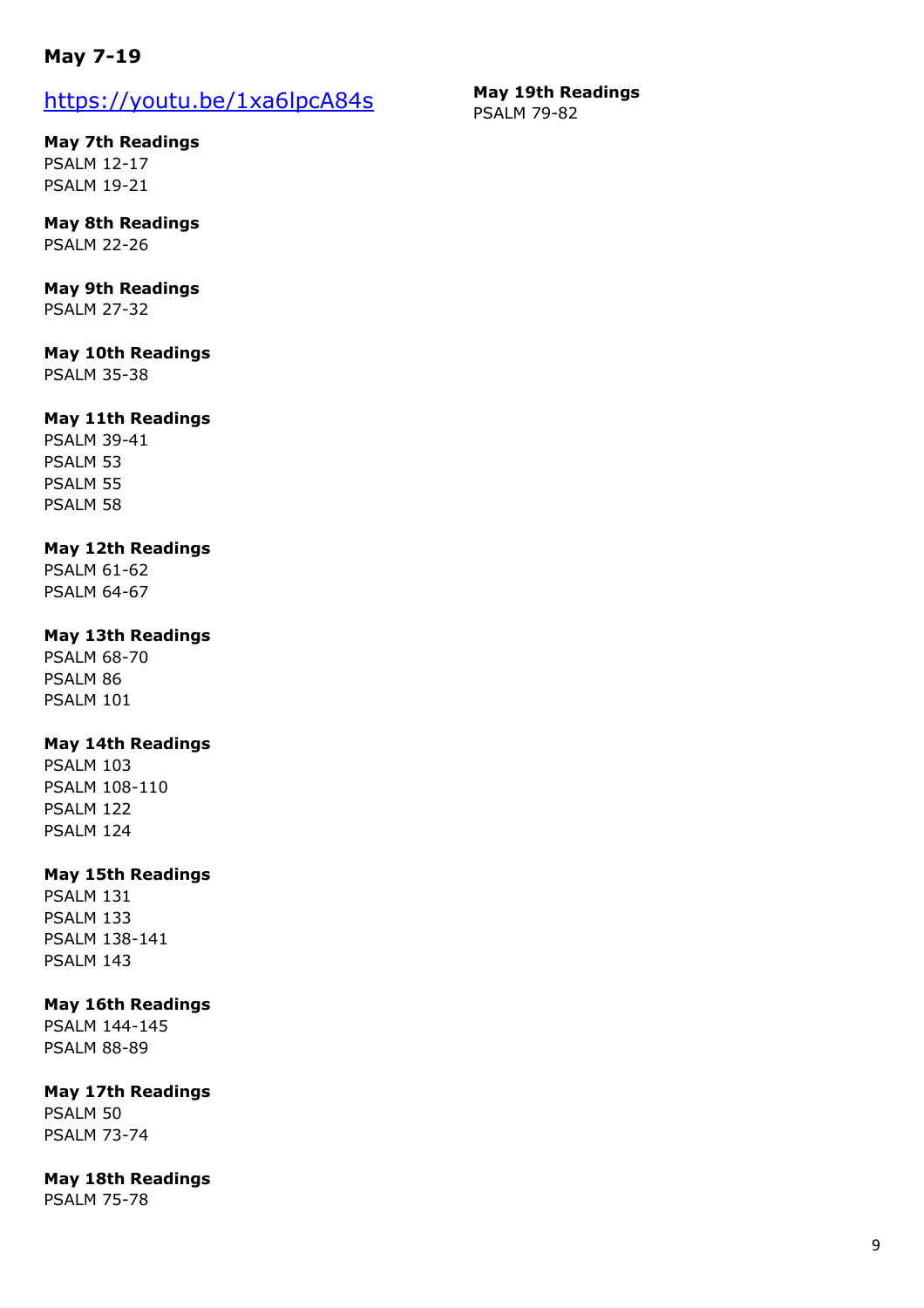## May 7-19

https://youtu.be/1xa6lpcA84s

**May 7th Readings**
PSALM 12-17
PSALM 19-21

**May 8th Readings**
PSALM 22-26

**May 9th Readings**
PSALM 27-32

**May 10th Readings**
PSALM 35-38

**May 11th Readings**
PSALM 39-41
PSALM 53
PSALM 55
PSALM 58

**May 12th Readings**
PSALM 61-62
PSALM 64-67

**May 13th Readings**
PSALM 68-70
PSALM 86
PSALM 101

**May 14th Readings**
PSALM 103
PSALM 108-110
PSALM 122
PSALM 124

**May 15th Readings**
PSALM 131
PSALM 133
PSALM 138-141
PSALM 143

**May 16th Readings**
PSALM 144-145
PSALM 88-89

**May 17th Readings**
PSALM 50
PSALM 73-74

**May 18th Readings**
PSALM 75-78

**May 19th Readings**
PSALM 79-82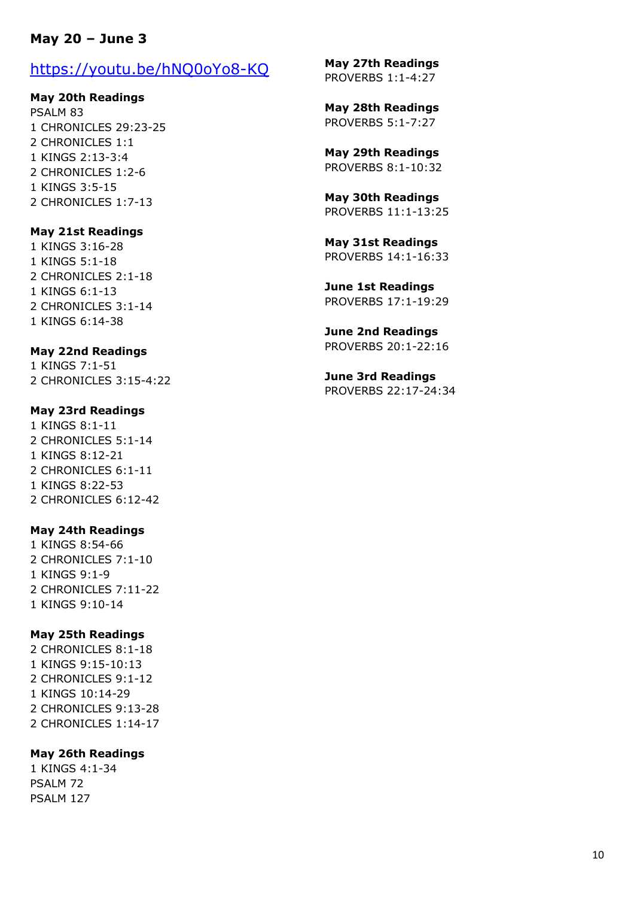**May 20 – June 3**

https://youtu.be/hNQ0oYo8-KQ

**May 20th Readings**
PSALM 83
1 CHRONICLES 29:23-25
2 CHRONICLES 1:1
1 KINGS 2:13-3:4
2 CHRONICLES 1:2-6
1 KINGS 3:5-15
2 CHRONICLES 1:7-13

**May 21st Readings**
1 KINGS 3:16-28
1 KINGS 5:1-18
2 CHRONICLES 2:1-18
1 KINGS 6:1-13
2 CHRONICLES 3:1-14
1 KINGS 6:14-38

**May 22nd Readings**
1 KINGS 7:1-51
2 CHRONICLES 3:15-4:22

**May 23rd Readings**
1 KINGS 8:1-11
2 CHRONICLES 5:1-14
1 KINGS 8:12-21
2 CHRONICLES 6:1-11
1 KINGS 8:22-53
2 CHRONICLES 6:12-42

**May 24th Readings**
1 KINGS 8:54-66
2 CHRONICLES 7:1-10
1 KINGS 9:1-9
2 CHRONICLES 7:11-22
1 KINGS 9:10-14

**May 25th Readings**
2 CHRONICLES 8:1-18
1 KINGS 9:15-10:13
2 CHRONICLES 9:1-12
1 KINGS 10:14-29
2 CHRONICLES 9:13-28
2 CHRONICLES 1:14-17

**May 26th Readings**
1 KINGS 4:1-34
PSALM 72
PSALM 127

**May 27th Readings**
PROVERBS 1:1-4:27

**May 28th Readings**
PROVERBS 5:1-7:27

**May 29th Readings**
PROVERBS 8:1-10:32

**May 30th Readings**
PROVERBS 11:1-13:25

**May 31st Readings**
PROVERBS 14:1-16:33

**June 1st Readings**
PROVERBS 17:1-19:29

**June 2nd Readings**
PROVERBS 20:1-22:16

**June 3rd Readings**
PROVERBS 22:17-24:34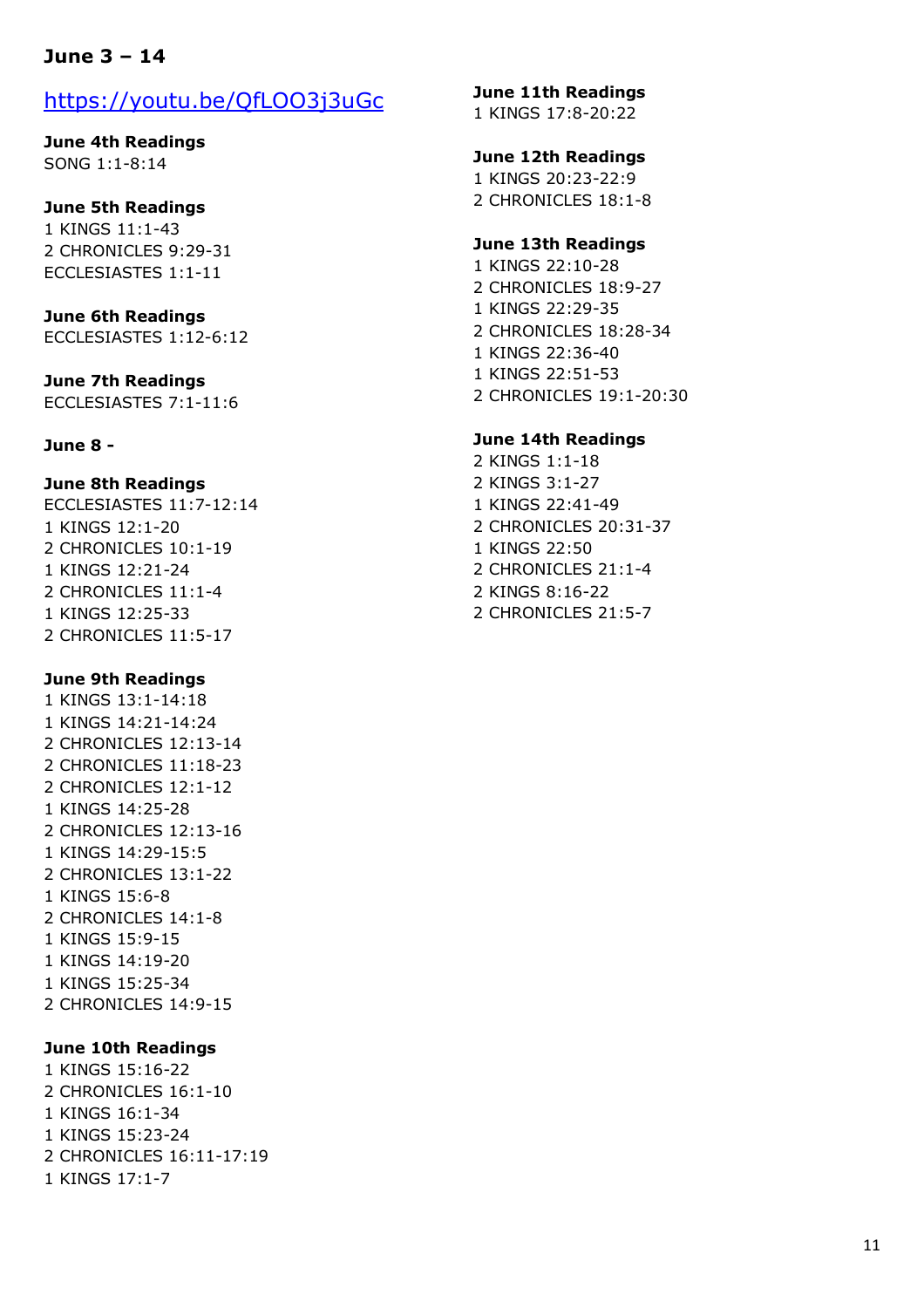**June 3 – 14**

https://youtu.be/QfLOO3j3uGc

**June 4th Readings**
SONG 1:1-8:14

**June 5th Readings**
1 KINGS 11:1-43
2 CHRONICLES 9:29-31
ECCLESIASTES 1:1-11

**June 6th Readings**
ECCLESIASTES 1:12-6:12

**June 7th Readings**
ECCLESIASTES 7:1-11:6

**June 8 -**

**June 8th Readings**
ECCLESIASTES 11:7-12:14
1 KINGS 12:1-20
2 CHRONICLES 10:1-19
1 KINGS 12:21-24
2 CHRONICLES 11:1-4
1 KINGS 12:25-33
2 CHRONICLES 11:5-17

**June 9th Readings**
1 KINGS 13:1-14:18
1 KINGS 14:21-14:24
2 CHRONICLES 12:13-14
2 CHRONICLES 11:18-23
2 CHRONICLES 12:1-12
1 KINGS 14:25-28
2 CHRONICLES 12:13-16
1 KINGS 14:29-15:5
2 CHRONICLES 13:1-22
1 KINGS 15:6-8
2 CHRONICLES 14:1-8
1 KINGS 15:9-15
1 KINGS 14:19-20
1 KINGS 15:25-34
2 CHRONICLES 14:9-15

**June 10th Readings**
1 KINGS 15:16-22
2 CHRONICLES 16:1-10
1 KINGS 16:1-34
1 KINGS 15:23-24
2 CHRONICLES 16:11-17:19
1 KINGS 17:1-7

**June 11th Readings**
1 KINGS 17:8-20:22

**June 12th Readings**
1 KINGS 20:23-22:9
2 CHRONICLES 18:1-8

**June 13th Readings**
1 KINGS 22:10-28
2 CHRONICLES 18:9-27
1 KINGS 22:29-35
2 CHRONICLES 18:28-34
1 KINGS 22:36-40
1 KINGS 22:51-53
2 CHRONICLES 19:1-20:30

**June 14th Readings**
2 KINGS 1:1-18
2 KINGS 3:1-27
1 KINGS 22:41-49
2 CHRONICLES 20:31-37
1 KINGS 22:50
2 CHRONICLES 21:1-4
2 KINGS 8:16-22
2 CHRONICLES 21:5-7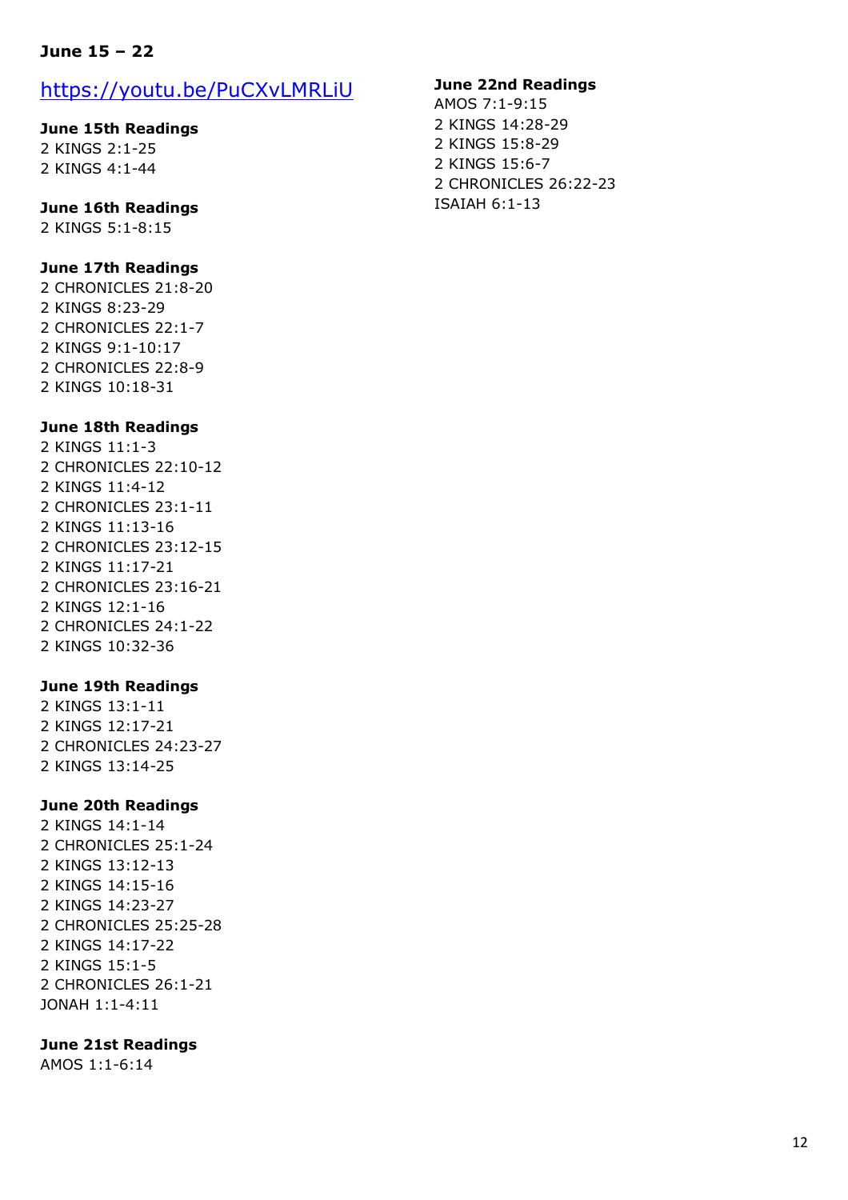**June 15 – 22**

https://youtu.be/PuCXvLMRLiU

**June 15th Readings**
2 KINGS 2:1-25
2 KINGS 4:1-44

**June 16th Readings**
2 KINGS 5:1-8:15

**June 17th Readings**
2 CHRONICLES 21:8-20
2 KINGS 8:23-29
2 CHRONICLES 22:1-7
2 KINGS 9:1-10:17
2 CHRONICLES 22:8-9
2 KINGS 10:18-31

**June 18th Readings**
2 KINGS 11:1-3
2 CHRONICLES 22:10-12
2 KINGS 11:4-12
2 CHRONICLES 23:1-11
2 KINGS 11:13-16
2 CHRONICLES 23:12-15
2 KINGS 11:17-21
2 CHRONICLES 23:16-21
2 KINGS 12:1-16
2 CHRONICLES 24:1-22
2 KINGS 10:32-36

**June 19th Readings**
2 KINGS 13:1-11
2 KINGS 12:17-21
2 CHRONICLES 24:23-27
2 KINGS 13:14-25

**June 20th Readings**
2 KINGS 14:1-14
2 CHRONICLES 25:1-24
2 KINGS 13:12-13
2 KINGS 14:15-16
2 KINGS 14:23-27
2 CHRONICLES 25:25-28
2 KINGS 14:17-22
2 KINGS 15:1-5
2 CHRONICLES 26:1-21
JONAH 1:1-4:11

**June 21st Readings**
AMOS 1:1-6:14

**June 22nd Readings**
AMOS 7:1-9:15
2 KINGS 14:28-29
2 KINGS 15:8-29
2 KINGS 15:6-7
2 CHRONICLES 26:22-23
ISAIAH 6:1-13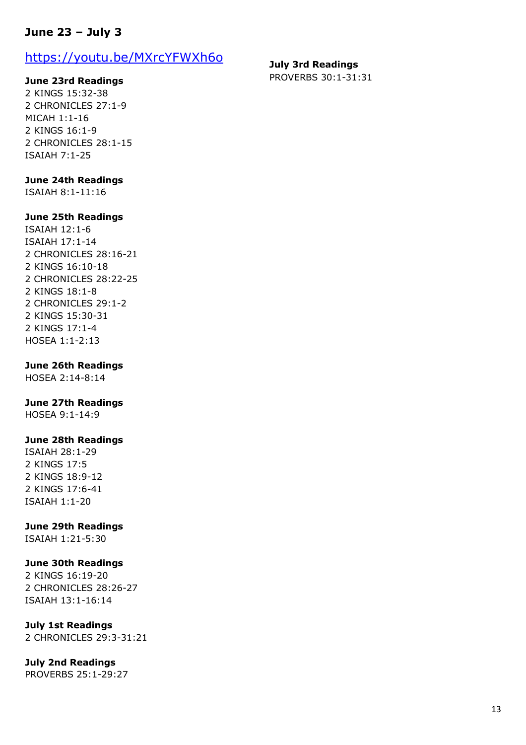## June 23 – July 3

https://youtu.be/MXrcYFWXh6o

**June 23rd Readings**
2 KINGS 15:32-38
2 CHRONICLES 27:1-9
MICAH 1:1-16
2 KINGS 16:1-9
2 CHRONICLES 28:1-15
ISAIAH 7:1-25

**June 24th Readings**
ISAIAH 8:1-11:16

**June 25th Readings**
ISAIAH 12:1-6
ISAIAH 17:1-14
2 CHRONICLES 28:16-21
2 KINGS 16:10-18
2 CHRONICLES 28:22-25
2 KINGS 18:1-8
2 CHRONICLES 29:1-2
2 KINGS 15:30-31
2 KINGS 17:1-4
HOSEA 1:1-2:13

**June 26th Readings**
HOSEA 2:14-8:14

**June 27th Readings**
HOSEA 9:1-14:9

**June 28th Readings**
ISAIAH 28:1-29
2 KINGS 17:5
2 KINGS 18:9-12
2 KINGS 17:6-41
ISAIAH 1:1-20

**June 29th Readings**
ISAIAH 1:21-5:30

**June 30th Readings**
2 KINGS 16:19-20
2 CHRONICLES 28:26-27
ISAIAH 13:1-16:14

**July 1st Readings**
2 CHRONICLES 29:3-31:21

**July 2nd Readings**
PROVERBS 25:1-29:27

**July 3rd Readings**
PROVERBS 30:1-31:31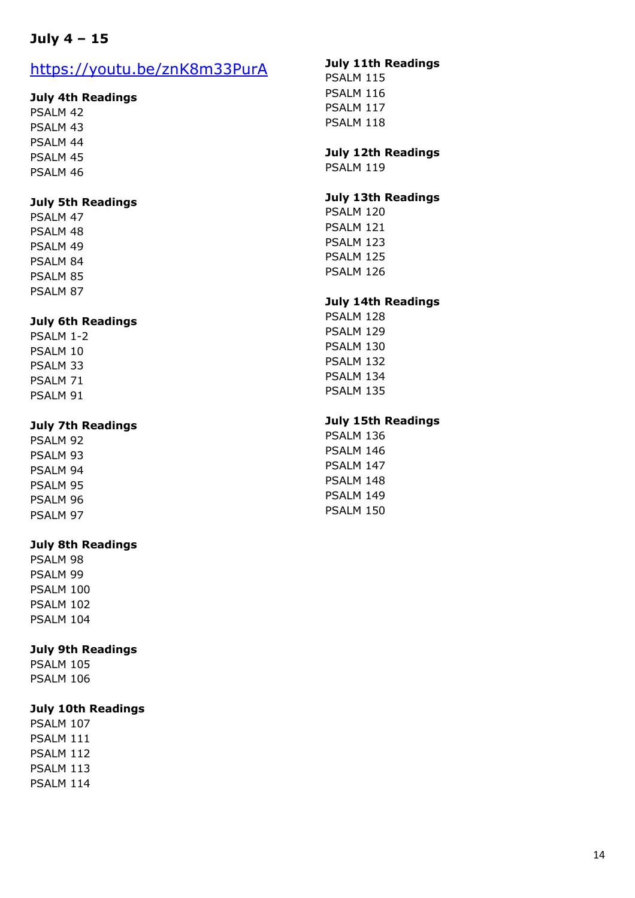## July 4 – 15

https://youtu.be/znK8m33PurA

**July 4th Readings**
PSALM 42
PSALM 43
PSALM 44
PSALM 45
PSALM 46

**July 5th Readings**
PSALM 47
PSALM 48
PSALM 49
PSALM 84
PSALM 85
PSALM 87

**July 6th Readings**
PSALM 1-2
PSALM 10
PSALM 33
PSALM 71
PSALM 91

**July 7th Readings**
PSALM 92
PSALM 93
PSALM 94
PSALM 95
PSALM 96
PSALM 97

**July 8th Readings**
PSALM 98
PSALM 99
PSALM 100
PSALM 102
PSALM 104

**July 9th Readings**
PSALM 105
PSALM 106

**July 10th Readings**
PSALM 107
PSALM 111
PSALM 112
PSALM 113
PSALM 114

**July 11th Readings**
PSALM 115
PSALM 116
PSALM 117
PSALM 118

**July 12th Readings**
PSALM 119

**July 13th Readings**
PSALM 120
PSALM 121
PSALM 123
PSALM 125
PSALM 126

**July 14th Readings**
PSALM 128
PSALM 129
PSALM 130
PSALM 132
PSALM 134
PSALM 135

**July 15th Readings**
PSALM 136
PSALM 146
PSALM 147
PSALM 148
PSALM 149
PSALM 150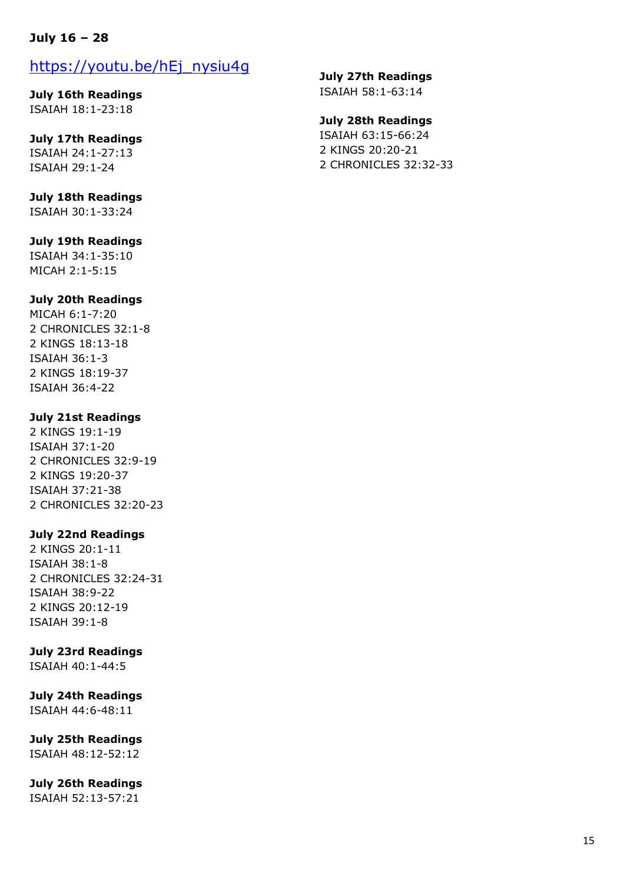**July 16 – 28**

https://youtu.be/hEj_nysiu4g

**July 16th Readings**
ISAIAH 18:1-23:18

**July 17th Readings**
ISAIAH 24:1-27:13
ISAIAH 29:1-24

**July 18th Readings**
ISAIAH 30:1-33:24

**July 19th Readings**
ISAIAH 34:1-35:10
MICAH 2:1-5:15

**July 20th Readings**
MICAH 6:1-7:20
2 CHRONICLES 32:1-8
2 KINGS 18:13-18
ISAIAH 36:1-3
2 KINGS 18:19-37
ISAIAH 36:4-22

**July 21st Readings**
2 KINGS 19:1-19
ISAIAH 37:1-20
2 CHRONICLES 32:9-19
2 KINGS 19:20-37
ISAIAH 37:21-38
2 CHRONICLES 32:20-23

**July 22nd Readings**
2 KINGS 20:1-11
ISAIAH 38:1-8
2 CHRONICLES 32:24-31
ISAIAH 38:9-22
2 KINGS 20:12-19
ISAIAH 39:1-8

**July 23rd Readings**
ISAIAH 40:1-44:5

**July 24th Readings**
ISAIAH 44:6-48:11

**July 25th Readings**
ISAIAH 48:12-52:12

**July 26th Readings**
ISAIAH 52:13-57:21

**July 27th Readings**
ISAIAH 58:1-63:14

**July 28th Readings**
ISAIAH 63:15-66:24
2 KINGS 20:20-21
2 CHRONICLES 32:32-33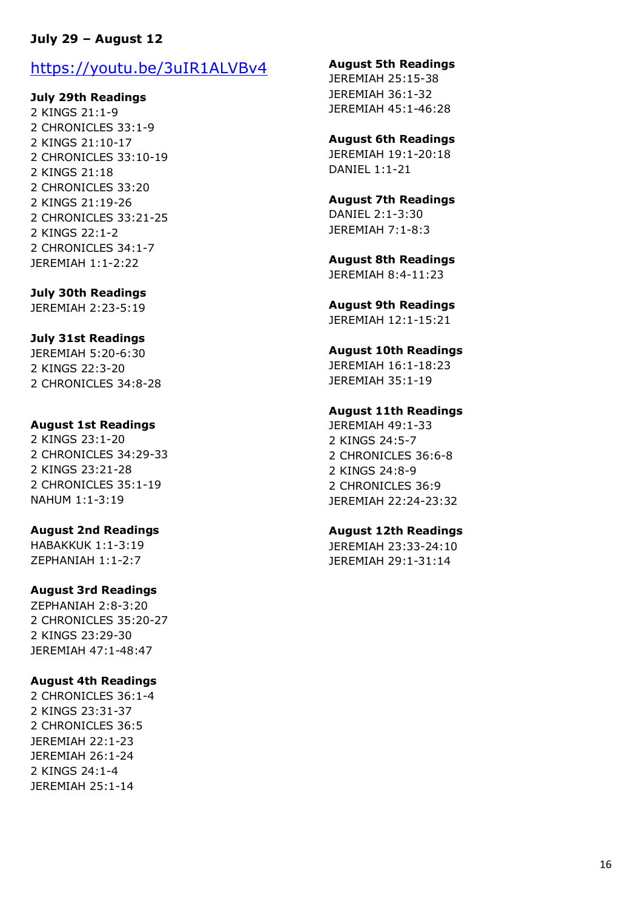**July 29 – August 12**

https://youtu.be/3uIR1ALVBv4

**July 29th Readings**
2 KINGS 21:1-9
2 CHRONICLES 33:1-9
2 KINGS 21:10-17
2 CHRONICLES 33:10-19
2 KINGS 21:18
2 CHRONICLES 33:20
2 KINGS 21:19-26
2 CHRONICLES 33:21-25
2 KINGS 22:1-2
2 CHRONICLES 34:1-7
JEREMIAH 1:1-2:22

**July 30th Readings**
JEREMIAH 2:23-5:19

**July 31st Readings**
JEREMIAH 5:20-6:30
2 KINGS 22:3-20
2 CHRONICLES 34:8-28

**August 1st Readings**
2 KINGS 23:1-20
2 CHRONICLES 34:29-33
2 KINGS 23:21-28
2 CHRONICLES 35:1-19
NAHUM 1:1-3:19

**August 2nd Readings**
HABAKKUK 1:1-3:19
ZEPHANIAH 1:1-2:7

**August 3rd Readings**
ZEPHANIAH 2:8-3:20
2 CHRONICLES 35:20-27
2 KINGS 23:29-30
JEREMIAH 47:1-48:47

**August 4th Readings**
2 CHRONICLES 36:1-4
2 KINGS 23:31-37
2 CHRONICLES 36:5
JEREMIAH 22:1-23
JEREMIAH 26:1-24
2 KINGS 24:1-4
JEREMIAH 25:1-14

**August 5th Readings**
JEREMIAH 25:15-38
JEREMIAH 36:1-32
JEREMIAH 45:1-46:28

**August 6th Readings**
JEREMIAH 19:1-20:18
DANIEL 1:1-21

**August 7th Readings**
DANIEL 2:1-3:30
JEREMIAH 7:1-8:3

**August 8th Readings**
JEREMIAH 8:4-11:23

**August 9th Readings**
JEREMIAH 12:1-15:21

**August 10th Readings**
JEREMIAH 16:1-18:23
JEREMIAH 35:1-19

**August 11th Readings**
JEREMIAH 49:1-33
2 KINGS 24:5-7
2 CHRONICLES 36:6-8
2 KINGS 24:8-9
2 CHRONICLES 36:9
JEREMIAH 22:24-23:32

**August 12th Readings**
JEREMIAH 23:33-24:10
JEREMIAH 29:1-31:14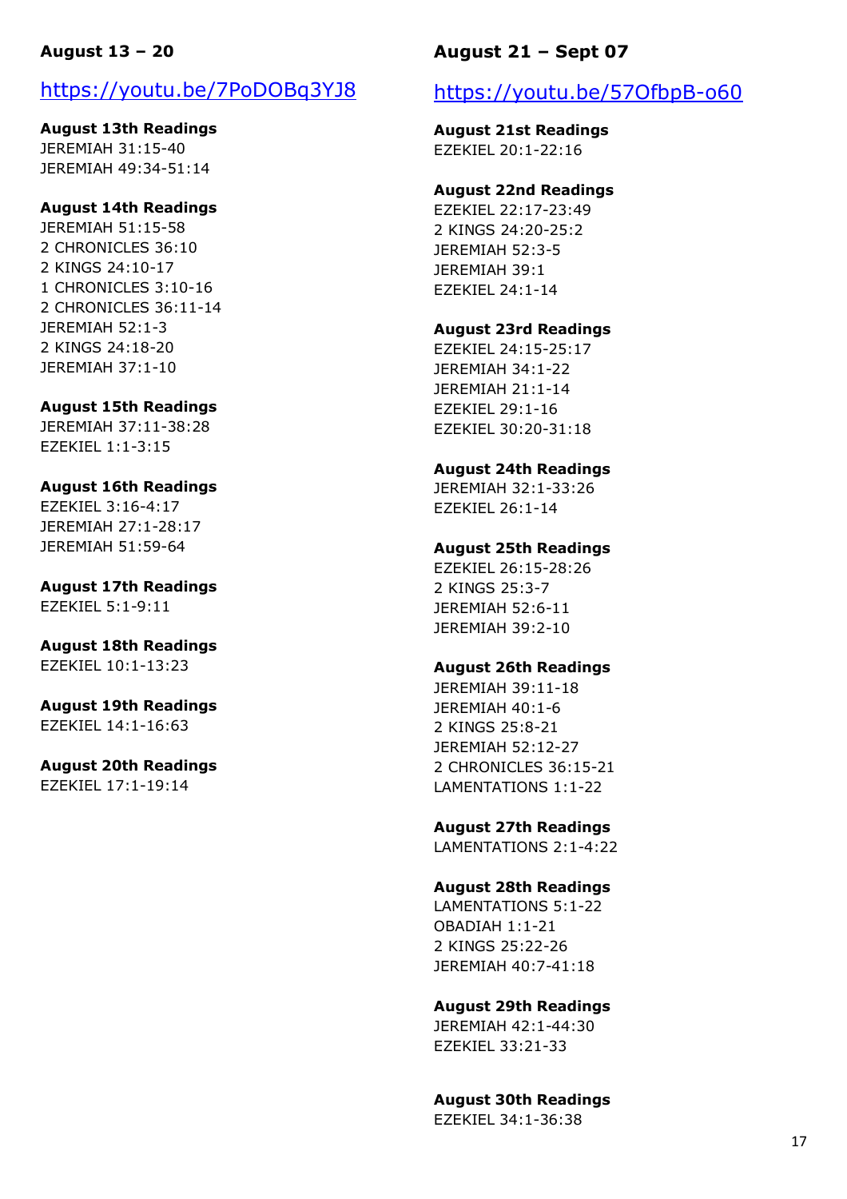## August 13 – 20

[https://youtu.be/7PoDOBq3YJ8](https://youtu.be/7PoDOBq3YJ8)

**August 13th Readings**
JEREMIAH 31:15-40
JEREMIAH 49:34-51:14

**August 14th Readings**
JEREMIAH 51:15-58
2 CHRONICLES 36:10
2 KINGS 24:10-17
1 CHRONICLES 3:10-16
2 CHRONICLES 36:11-14
JEREMIAH 52:1-3
2 KINGS 24:18-20
JEREMIAH 37:1-10

**August 15th Readings**
JEREMIAH 37:11-38:28
EZEKIEL 1:1-3:15

**August 16th Readings**
EZEKIEL 3:16-4:17
JEREMIAH 27:1-28:17
JEREMIAH 51:59-64

**August 17th Readings**
EZEKIEL 5:1-9:11

**August 18th Readings**
EZEKIEL 10:1-13:23

**August 19th Readings**
EZEKIEL 14:1-16:63

**August 20th Readings**
EZEKIEL 17:1-19:14

## August 21 – Sept 07

[https://youtu.be/57OfbpB-o60](https://youtu.be/57OfbpB-o60)

**August 21st Readings**
EZEKIEL 20:1-22:16

**August 22nd Readings**
EZEKIEL 22:17-23:49
2 KINGS 24:20-25:2
JEREMIAH 52:3-5
JEREMIAH 39:1
EZEKIEL 24:1-14

**August 23rd Readings**
EZEKIEL 24:15-25:17
JEREMIAH 34:1-22
JEREMIAH 21:1-14
EZEKIEL 29:1-16
EZEKIEL 30:20-31:18

**August 24th Readings**
JEREMIAH 32:1-33:26
EZEKIEL 26:1-14

**August 25th Readings**
EZEKIEL 26:15-28:26
2 KINGS 25:3-7
JEREMIAH 52:6-11
JEREMIAH 39:2-10

**August 26th Readings**
JEREMIAH 39:11-18
JEREMIAH 40:1-6
2 KINGS 25:8-21
JEREMIAH 52:12-27
2 CHRONICLES 36:15-21
LAMENTATIONS 1:1-22

**August 27th Readings**
LAMENTATIONS 2:1-4:22

**August 28th Readings**
LAMENTATIONS 5:1-22
OBADIAH 1:1-21
2 KINGS 25:22-26
JEREMIAH 40:7-41:18

**August 29th Readings**
JEREMIAH 42:1-44:30
EZEKIEL 33:21-33

**August 30th Readings**
EZEKIEL 34:1-36:38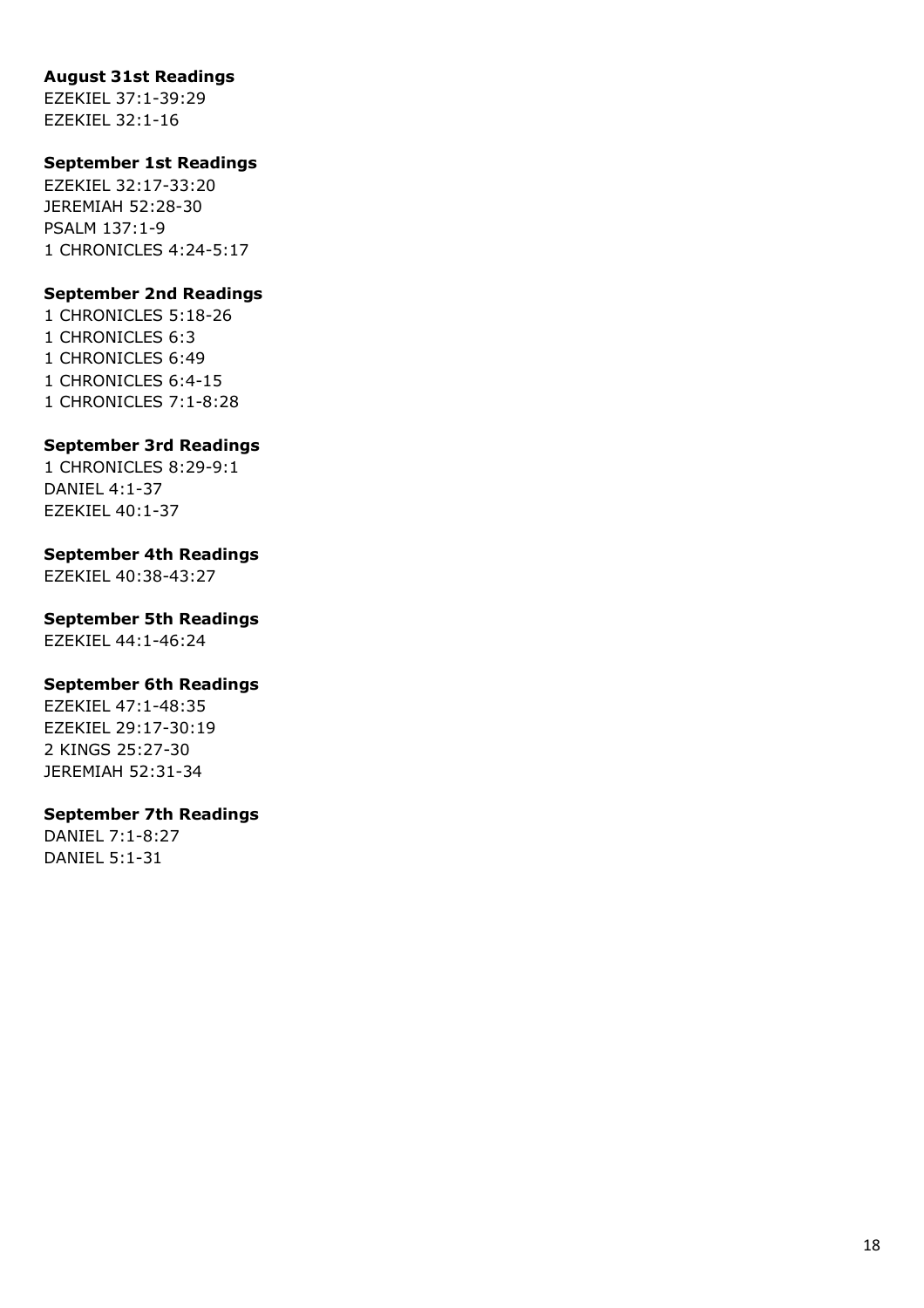**August 31st Readings**

EZEKIEL 37:1-39:29
EZEKIEL 32:1-16

**September 1st Readings**

EZEKIEL 32:17-33:20
JEREMIAH 52:28-30
PSALM 137:1-9
1 CHRONICLES 4:24-5:17

**September 2nd Readings**

1 CHRONICLES 5:18-26
1 CHRONICLES 6:3
1 CHRONICLES 6:49
1 CHRONICLES 6:4-15
1 CHRONICLES 7:1-8:28

**September 3rd Readings**

1 CHRONICLES 8:29-9:1
DANIEL 4:1-37
EZEKIEL 40:1-37

**September 4th Readings**

EZEKIEL 40:38-43:27

**September 5th Readings**

EZEKIEL 44:1-46:24

**September 6th Readings**

EZEKIEL 47:1-48:35
EZEKIEL 29:17-30:19
2 KINGS 25:27-30
JEREMIAH 52:31-34

**September 7th Readings**

DANIEL 7:1-8:27
DANIEL 5:1-31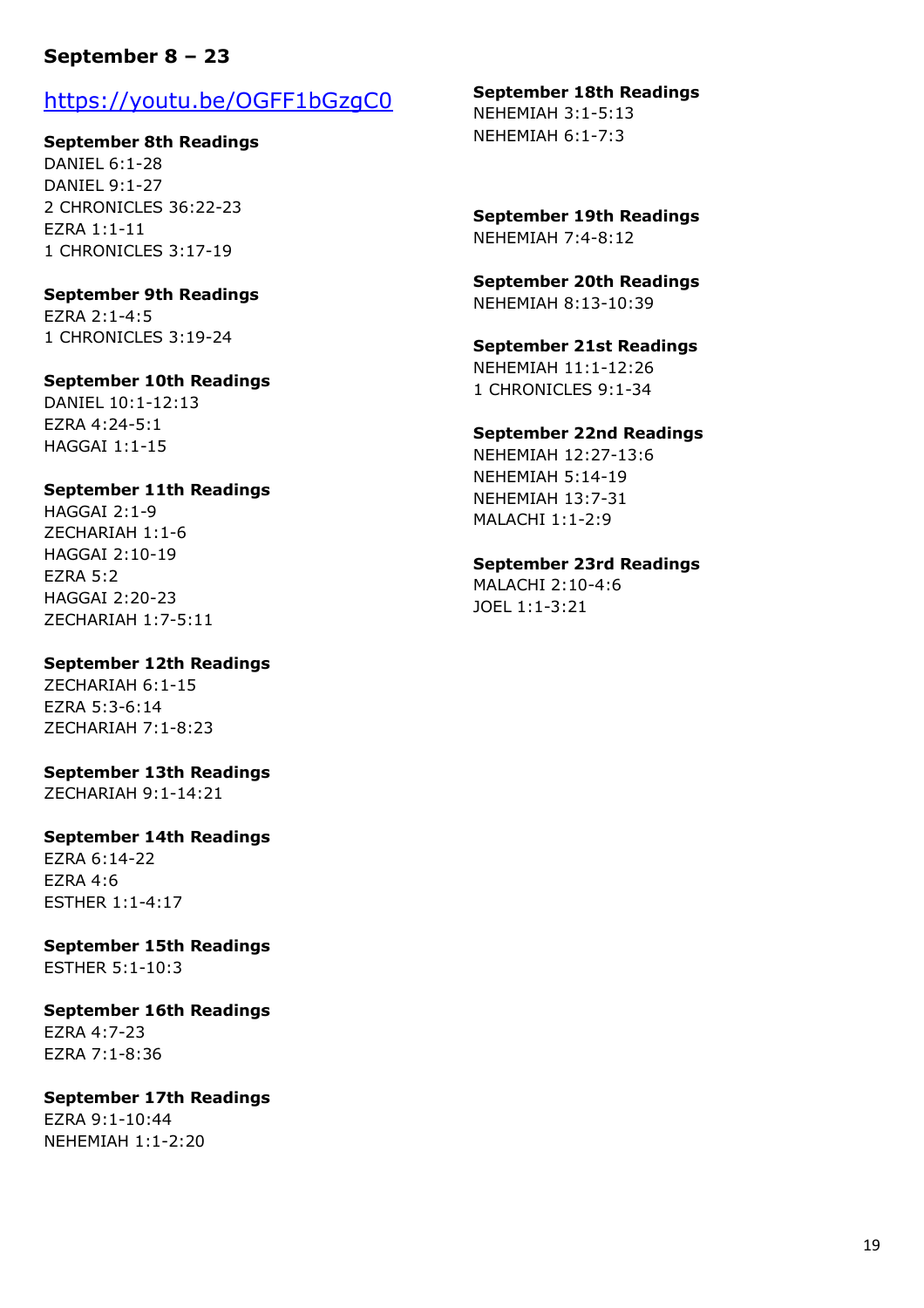## September 8 – 23

[https://youtu.be/OGFF1bGzgC0](https://youtu.be/OGFF1bGzgC0)

**September 8th Readings**
DANIEL 6:1-28
DANIEL 9:1-27
2 CHRONICLES 36:22-23
EZRA 1:1-11
1 CHRONICLES 3:17-19

**September 9th Readings**
EZRA 2:1-4:5
1 CHRONICLES 3:19-24

**September 10th Readings**
DANIEL 10:1-12:13
EZRA 4:24-5:1
HAGGAI 1:1-15

**September 11th Readings**
HAGGAI 2:1-9
ZECHARIAH 1:1-6
HAGGAI 2:10-19
EZRA 5:2
HAGGAI 2:20-23
ZECHARIAH 1:7-5:11

**September 12th Readings**
ZECHARIAH 6:1-15
EZRA 5:3-6:14
ZECHARIAH 7:1-8:23

**September 13th Readings**
ZECHARIAH 9:1-14:21

**September 14th Readings**
EZRA 6:14-22
EZRA 4:6
ESTHER 1:1-4:17

**September 15th Readings**
ESTHER 5:1-10:3

**September 16th Readings**
EZRA 4:7-23
EZRA 7:1-8:36

**September 17th Readings**
EZRA 9:1-10:44
NEHEMIAH 1:1-2:20

**September 18th Readings**
NEHEMIAH 3:1-5:13
NEHEMIAH 6:1-7:3

**September 19th Readings**
NEHEMIAH 7:4-8:12

**September 20th Readings**
NEHEMIAH 8:13-10:39

**September 21st Readings**
NEHEMIAH 11:1-12:26
1 CHRONICLES 9:1-34

**September 22nd Readings**
NEHEMIAH 12:27-13:6
NEHEMIAH 5:14-19
NEHEMIAH 13:7-31
MALACHI 1:1-2:9

**September 23rd Readings**
MALACHI 2:10-4:6
JOEL 1:1-3:21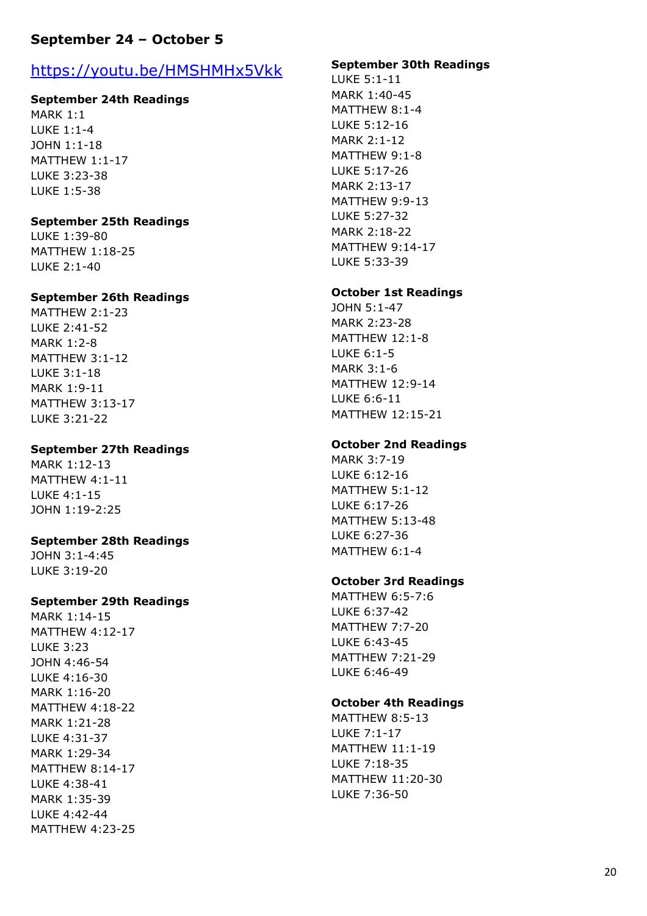## September 24 – October 5

https://youtu.be/HMSHMHx5Vkk

**September 24th Readings**
MARK 1:1
LUKE 1:1-4
JOHN 1:1-18
MATTHEW 1:1-17
LUKE 3:23-38
LUKE 1:5-38

**September 25th Readings**
LUKE 1:39-80
MATTHEW 1:18-25
LUKE 2:1-40

**September 26th Readings**
MATTHEW 2:1-23
LUKE 2:41-52
MARK 1:2-8
MATTHEW 3:1-12
LUKE 3:1-18
MARK 1:9-11
MATTHEW 3:13-17
LUKE 3:21-22

**September 27th Readings**
MARK 1:12-13
MATTHEW 4:1-11
LUKE 4:1-15
JOHN 1:19-2:25

**September 28th Readings**
JOHN 3:1-4:45
LUKE 3:19-20

**September 29th Readings**
MARK 1:14-15
MATTHEW 4:12-17
LUKE 3:23
JOHN 4:46-54
LUKE 4:16-30
MARK 1:16-20
MATTHEW 4:18-22
MARK 1:21-28
LUKE 4:31-37
MARK 1:29-34
MATTHEW 8:14-17
LUKE 4:38-41
MARK 1:35-39
LUKE 4:42-44
MATTHEW 4:23-25

**September 30th Readings**
LUKE 5:1-11
MARK 1:40-45
MATTHEW 8:1-4
LUKE 5:12-16
MARK 2:1-12
MATTHEW 9:1-8
LUKE 5:17-26
MARK 2:13-17
MATTHEW 9:9-13
LUKE 5:27-32
MARK 2:18-22
MATTHEW 9:14-17
LUKE 5:33-39

**October 1st Readings**
JOHN 5:1-47
MARK 2:23-28
MATTHEW 12:1-8
LUKE 6:1-5
MARK 3:1-6
MATTHEW 12:9-14
LUKE 6:6-11
MATTHEW 12:15-21

**October 2nd Readings**
MARK 3:7-19
LUKE 6:12-16
MATTHEW 5:1-12
LUKE 6:17-26
MATTHEW 5:13-48
LUKE 6:27-36
MATTHEW 6:1-4

**October 3rd Readings**
MATTHEW 6:5-7:6
LUKE 6:37-42
MATTHEW 7:7-20
LUKE 6:43-45
MATTHEW 7:21-29
LUKE 6:46-49

**October 4th Readings**
MATTHEW 8:5-13
LUKE 7:1-17
MATTHEW 11:1-19
LUKE 7:18-35
MATTHEW 11:20-30
LUKE 7:36-50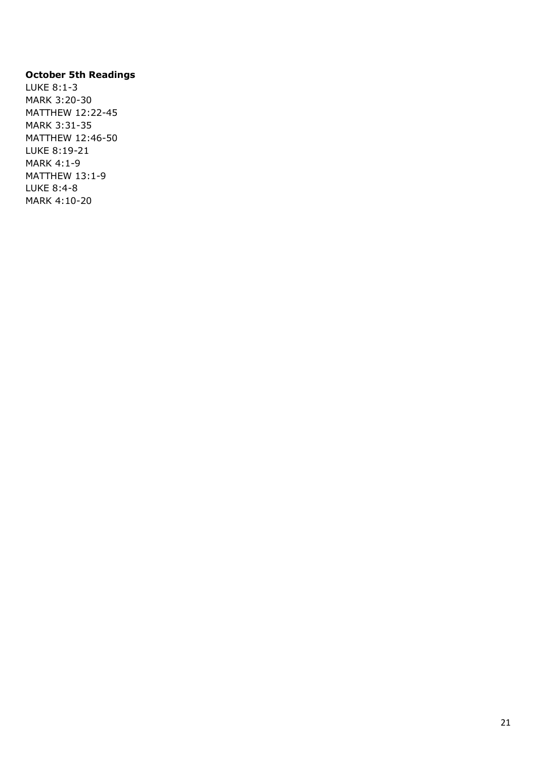**October 5th Readings**

LUKE 8:1-3
MARK 3:20-30
MATTHEW 12:22-45
MARK 3:31-35
MATTHEW 12:46-50
LUKE 8:19-21
MARK 4:1-9
MATTHEW 13:1-9
LUKE 8:4-8
MARK 4:10-20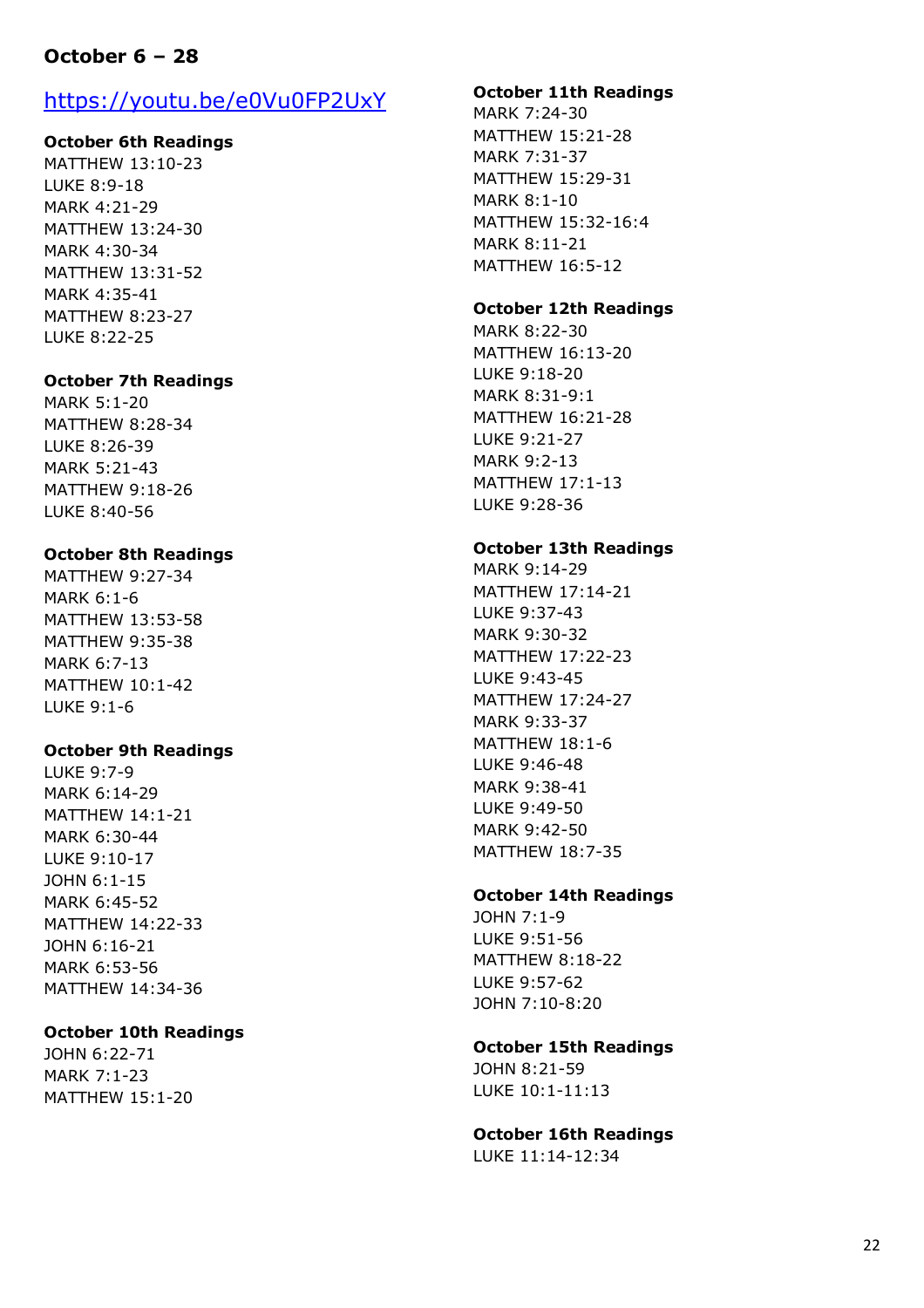### October 6 – 28

https://youtu.be/e0Vu0FP2UxY

**October 6th Readings**
MATTHEW 13:10-23
LUKE 8:9-18
MARK 4:21-29
MATTHEW 13:24-30
MARK 4:30-34
MATTHEW 13:31-52
MARK 4:35-41
MATTHEW 8:23-27
LUKE 8:22-25

**October 7th Readings**
MARK 5:1-20
MATTHEW 8:28-34
LUKE 8:26-39
MARK 5:21-43
MATTHEW 9:18-26
LUKE 8:40-56

**October 8th Readings**
MATTHEW 9:27-34
MARK 6:1-6
MATTHEW 13:53-58
MATTHEW 9:35-38
MARK 6:7-13
MATTHEW 10:1-42
LUKE 9:1-6

**October 9th Readings**
LUKE 9:7-9
MARK 6:14-29
MATTHEW 14:1-21
MARK 6:30-44
LUKE 9:10-17
JOHN 6:1-15
MARK 6:45-52
MATTHEW 14:22-33
JOHN 6:16-21
MARK 6:53-56
MATTHEW 14:34-36

**October 10th Readings**
JOHN 6:22-71
MARK 7:1-23
MATTHEW 15:1-20

**October 11th Readings**
MARK 7:24-30
MATTHEW 15:21-28
MARK 7:31-37
MATTHEW 15:29-31
MARK 8:1-10
MATTHEW 15:32-16:4
MARK 8:11-21
MATTHEW 16:5-12

**October 12th Readings**
MARK 8:22-30
MATTHEW 16:13-20
LUKE 9:18-20
MARK 8:31-9:1
MATTHEW 16:21-28
LUKE 9:21-27
MARK 9:2-13
MATTHEW 17:1-13
LUKE 9:28-36

**October 13th Readings**
MARK 9:14-29
MATTHEW 17:14-21
LUKE 9:37-43
MARK 9:30-32
MATTHEW 17:22-23
LUKE 9:43-45
MATTHEW 17:24-27
MARK 9:33-37
MATTHEW 18:1-6
LUKE 9:46-48
MARK 9:38-41
LUKE 9:49-50
MARK 9:42-50
MATTHEW 18:7-35

**October 14th Readings**
JOHN 7:1-9
LUKE 9:51-56
MATTHEW 8:18-22
LUKE 9:57-62
JOHN 7:10-8:20

**October 15th Readings**
JOHN 8:21-59
LUKE 10:1-11:13

**October 16th Readings**
LUKE 11:14-12:34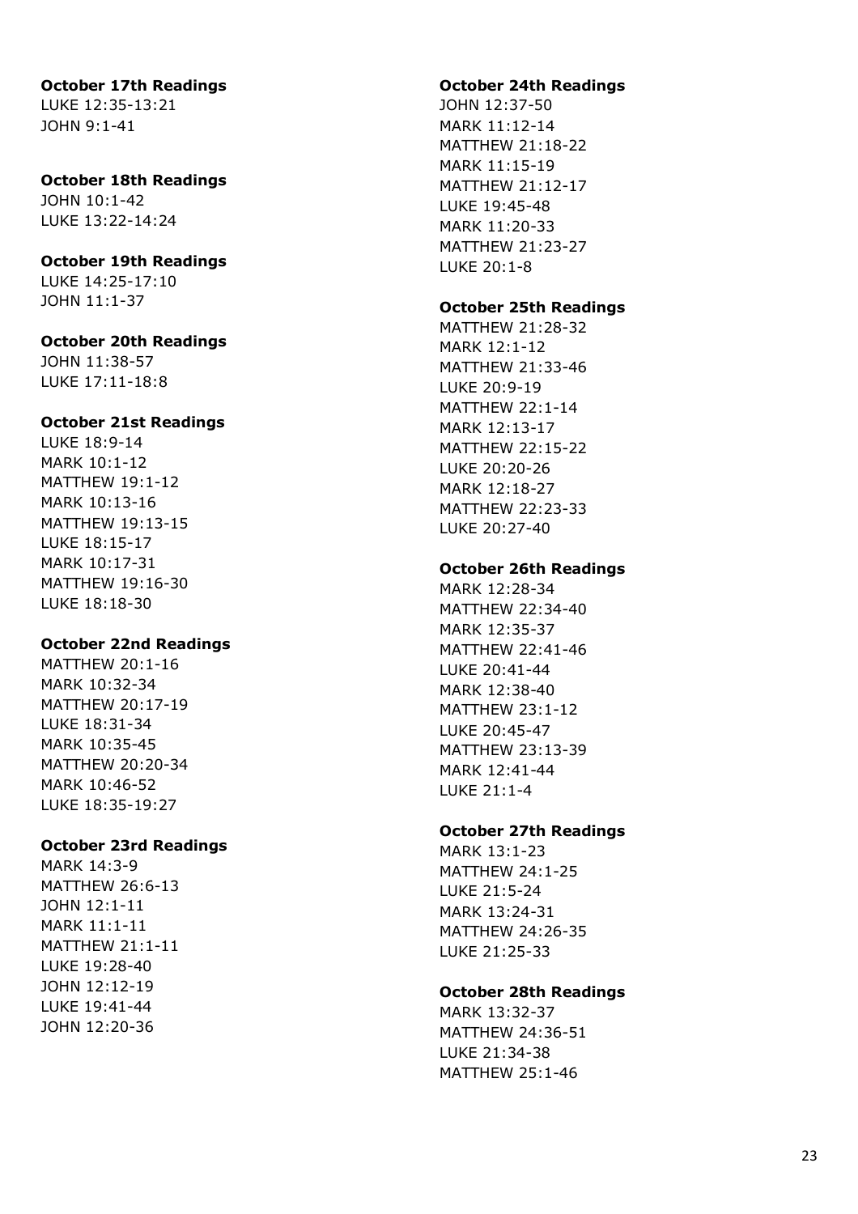**October 17th Readings**
LUKE 12:35-13:21
JOHN 9:1-41

**October 18th Readings**
JOHN 10:1-42
LUKE 13:22-14:24

**October 19th Readings**
LUKE 14:25-17:10
JOHN 11:1-37

**October 20th Readings**
JOHN 11:38-57
LUKE 17:11-18:8

**October 21st Readings**
LUKE 18:9-14
MARK 10:1-12
MATTHEW 19:1-12
MARK 10:13-16
MATTHEW 19:13-15
LUKE 18:15-17
MARK 10:17-31
MATTHEW 19:16-30
LUKE 18:18-30

**October 22nd Readings**
MATTHEW 20:1-16
MARK 10:32-34
MATTHEW 20:17-19
LUKE 18:31-34
MARK 10:35-45
MATTHEW 20:20-34
MARK 10:46-52
LUKE 18:35-19:27

**October 23rd Readings**
MARK 14:3-9
MATTHEW 26:6-13
JOHN 12:1-11
MARK 11:1-11
MATTHEW 21:1-11
LUKE 19:28-40
JOHN 12:12-19
LUKE 19:41-44
JOHN 12:20-36

**October 24th Readings**
JOHN 12:37-50
MARK 11:12-14
MATTHEW 21:18-22
MARK 11:15-19
MATTHEW 21:12-17
LUKE 19:45-48
MARK 11:20-33
MATTHEW 21:23-27
LUKE 20:1-8

**October 25th Readings**
MATTHEW 21:28-32
MARK 12:1-12
MATTHEW 21:33-46
LUKE 20:9-19
MATTHEW 22:1-14
MARK 12:13-17
MATTHEW 22:15-22
LUKE 20:20-26
MARK 12:18-27
MATTHEW 22:23-33
LUKE 20:27-40

**October 26th Readings**
MARK 12:28-34
MATTHEW 22:34-40
MARK 12:35-37
MATTHEW 22:41-46
LUKE 20:41-44
MARK 12:38-40
MATTHEW 23:1-12
LUKE 20:45-47
MATTHEW 23:13-39
MARK 12:41-44
LUKE 21:1-4

**October 27th Readings**
MARK 13:1-23
MATTHEW 24:1-25
LUKE 21:5-24
MARK 13:24-31
MATTHEW 24:26-35
LUKE 21:25-33

**October 28th Readings**
MARK 13:32-37
MATTHEW 24:36-51
LUKE 21:34-38
MATTHEW 25:1-46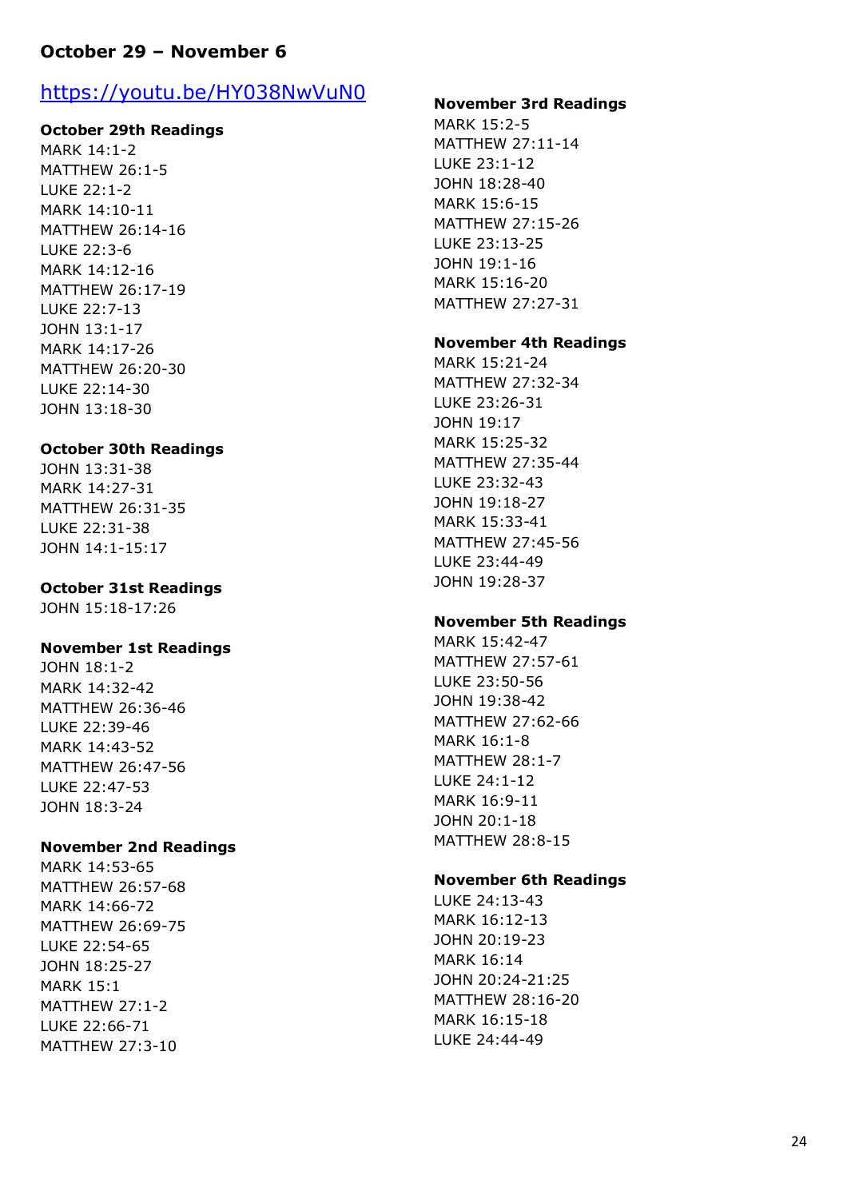## October 29 – November 6

[https://youtu.be/HY038NwVuN0](https://youtu.be/HY038NwVuN0)

**October 29th Readings**

MARK 14:1-2
MATTHEW 26:1-5
LUKE 22:1-2
MARK 14:10-11
MATTHEW 26:14-16
LUKE 22:3-6
MARK 14:12-16
MATTHEW 26:17-19
LUKE 22:7-13
JOHN 13:1-17
MARK 14:17-26
MATTHEW 26:20-30
LUKE 22:14-30
JOHN 13:18-30

**October 30th Readings**

JOHN 13:31-38
MARK 14:27-31
MATTHEW 26:31-35
LUKE 22:31-38
JOHN 14:1-15:17

**October 31st Readings**

JOHN 15:18-17:26

**November 1st Readings**

JOHN 18:1-2
MARK 14:32-42
MATTHEW 26:36-46
LUKE 22:39-46
MARK 14:43-52
MATTHEW 26:47-56
LUKE 22:47-53
JOHN 18:3-24

**November 2nd Readings**

MARK 14:53-65
MATTHEW 26:57-68
MARK 14:66-72
MATTHEW 26:69-75
LUKE 22:54-65
JOHN 18:25-27
MARK 15:1
MATTHEW 27:1-2
LUKE 22:66-71
MATTHEW 27:3-10

**November 3rd Readings**

MARK 15:2-5
MATTHEW 27:11-14
LUKE 23:1-12
JOHN 18:28-40
MARK 15:6-15
MATTHEW 27:15-26
LUKE 23:13-25
JOHN 19:1-16
MARK 15:16-20
MATTHEW 27:27-31

**November 4th Readings**

MARK 15:21-24
MATTHEW 27:32-34
LUKE 23:26-31
JOHN 19:17
MARK 15:25-32
MATTHEW 27:35-44
LUKE 23:32-43
JOHN 19:18-27
MARK 15:33-41
MATTHEW 27:45-56
LUKE 23:44-49
JOHN 19:28-37

**November 5th Readings**

MARK 15:42-47
MATTHEW 27:57-61
LUKE 23:50-56
JOHN 19:38-42
MATTHEW 27:62-66
MARK 16:1-8
MATTHEW 28:1-7
LUKE 24:1-12
MARK 16:9-11
JOHN 20:1-18
MATTHEW 28:8-15

**November 6th Readings**

LUKE 24:13-43
MARK 16:12-13
JOHN 20:19-23
MARK 16:14
JOHN 20:24-21:25
MATTHEW 28:16-20
MARK 16:15-18
LUKE 24:44-49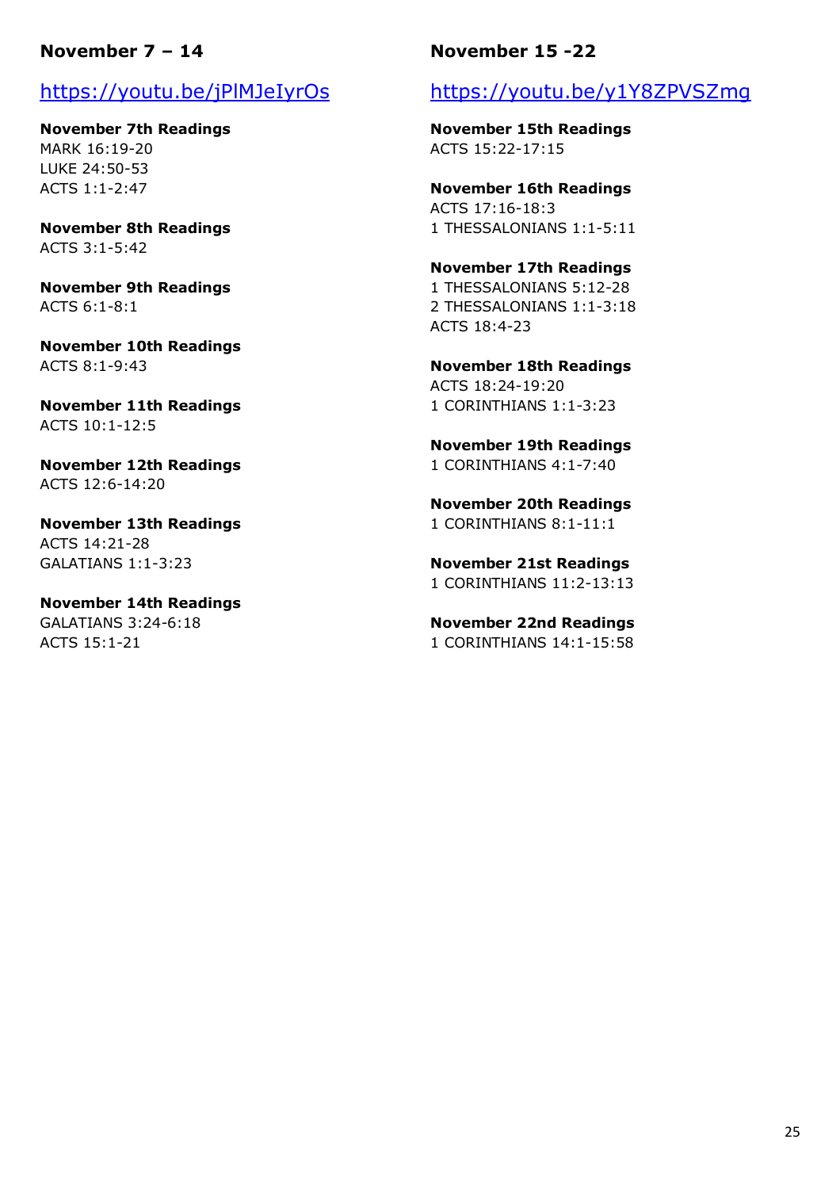## November 7 – 14

https://youtu.be/jPlMJeIyrOs

**November 7th Readings**
MARK 16:19-20
LUKE 24:50-53
ACTS 1:1-2:47

**November 8th Readings**
ACTS 3:1-5:42

**November 9th Readings**
ACTS 6:1-8:1

**November 10th Readings**
ACTS 8:1-9:43

**November 11th Readings**
ACTS 10:1-12:5

**November 12th Readings**
ACTS 12:6-14:20

**November 13th Readings**
ACTS 14:21-28
GALATIANS 1:1-3:23

**November 14th Readings**
GALATIANS 3:24-6:18
ACTS 15:1-21

## November 15 -22

https://youtu.be/y1Y8ZPVSZmg

**November 15th Readings**
ACTS 15:22-17:15

**November 16th Readings**
ACTS 17:16-18:3
1 THESSALONIANS 1:1-5:11

**November 17th Readings**
1 THESSALONIANS 5:12-28
2 THESSALONIANS 1:1-3:18
ACTS 18:4-23

**November 18th Readings**
ACTS 18:24-19:20
1 CORINTHIANS 1:1-3:23

**November 19th Readings**
1 CORINTHIANS 4:1-7:40

**November 20th Readings**
1 CORINTHIANS 8:1-11:1

**November 21st Readings**
1 CORINTHIANS 11:2-13:13

**November 22nd Readings**
1 CORINTHIANS 14:1-15:58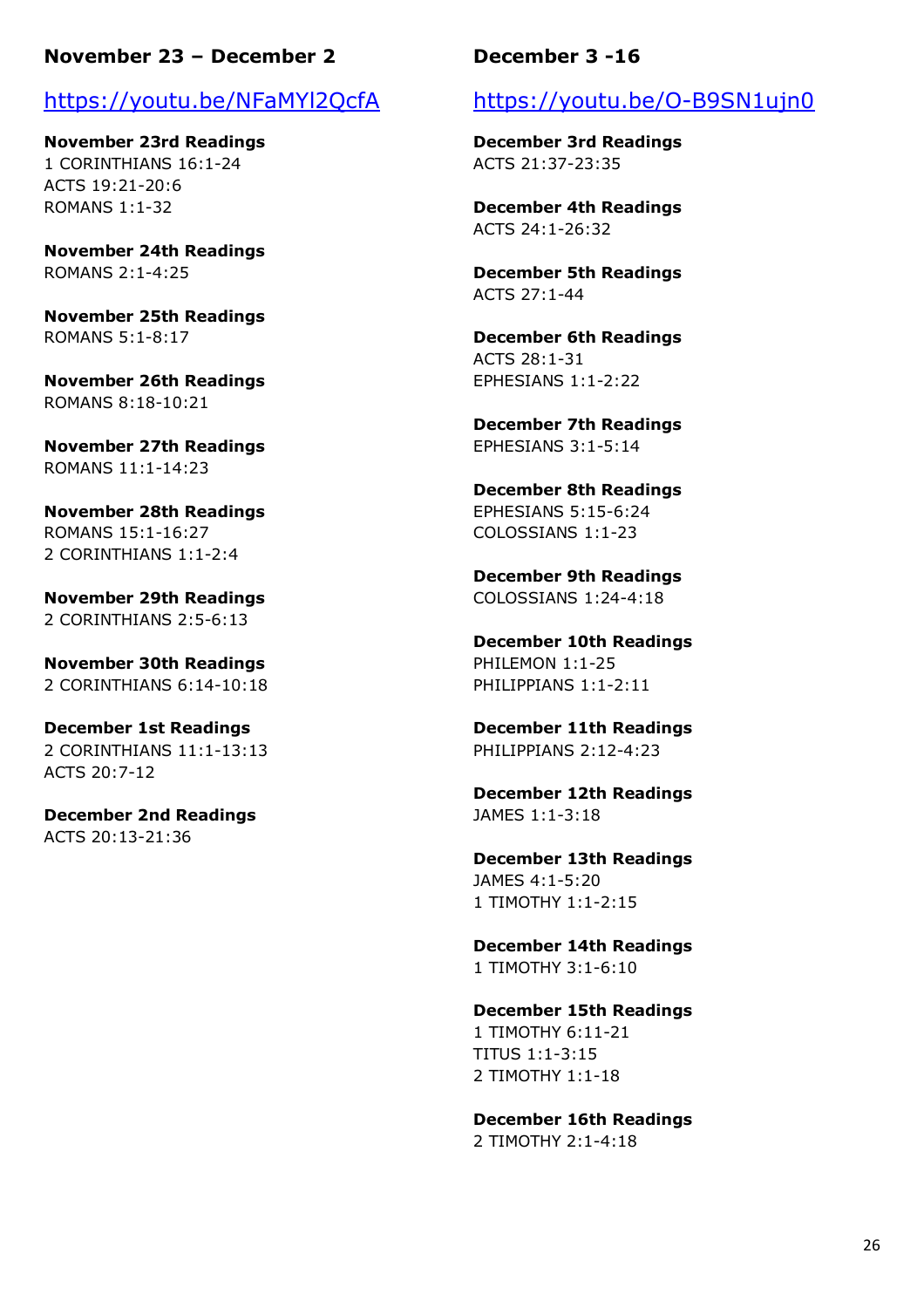## November 23 – December 2

https://youtu.be/NFaMYl2QcfA

**November 23rd Readings**
1 CORINTHIANS 16:1-24
ACTS 19:21-20:6
ROMANS 1:1-32

**November 24th Readings**
ROMANS 2:1-4:25

**November 25th Readings**
ROMANS 5:1-8:17

**November 26th Readings**
ROMANS 8:18-10:21

**November 27th Readings**
ROMANS 11:1-14:23

**November 28th Readings**
ROMANS 15:1-16:27
2 CORINTHIANS 1:1-2:4

**November 29th Readings**
2 CORINTHIANS 2:5-6:13

**November 30th Readings**
2 CORINTHIANS 6:14-10:18

**December 1st Readings**
2 CORINTHIANS 11:1-13:13
ACTS 20:7-12

**December 2nd Readings**
ACTS 20:13-21:36

## December 3 -16

https://youtu.be/O-B9SN1ujn0

**December 3rd Readings**
ACTS 21:37-23:35

**December 4th Readings**
ACTS 24:1-26:32

**December 5th Readings**
ACTS 27:1-44

**December 6th Readings**
ACTS 28:1-31
EPHESIANS 1:1-2:22

**December 7th Readings**
EPHESIANS 3:1-5:14

**December 8th Readings**
EPHESIANS 5:15-6:24
COLOSSIANS 1:1-23

**December 9th Readings**
COLOSSIANS 1:24-4:18

**December 10th Readings**
PHILEMON 1:1-25
PHILIPPIANS 1:1-2:11

**December 11th Readings**
PHILIPPIANS 2:12-4:23

**December 12th Readings**
JAMES 1:1-3:18

**December 13th Readings**
JAMES 4:1-5:20
1 TIMOTHY 1:1-2:15

**December 14th Readings**
1 TIMOTHY 3:1-6:10

**December 15th Readings**
1 TIMOTHY 6:11-21
TITUS 1:1-3:15
2 TIMOTHY 1:1-18

**December 16th Readings**
2 TIMOTHY 2:1-4:18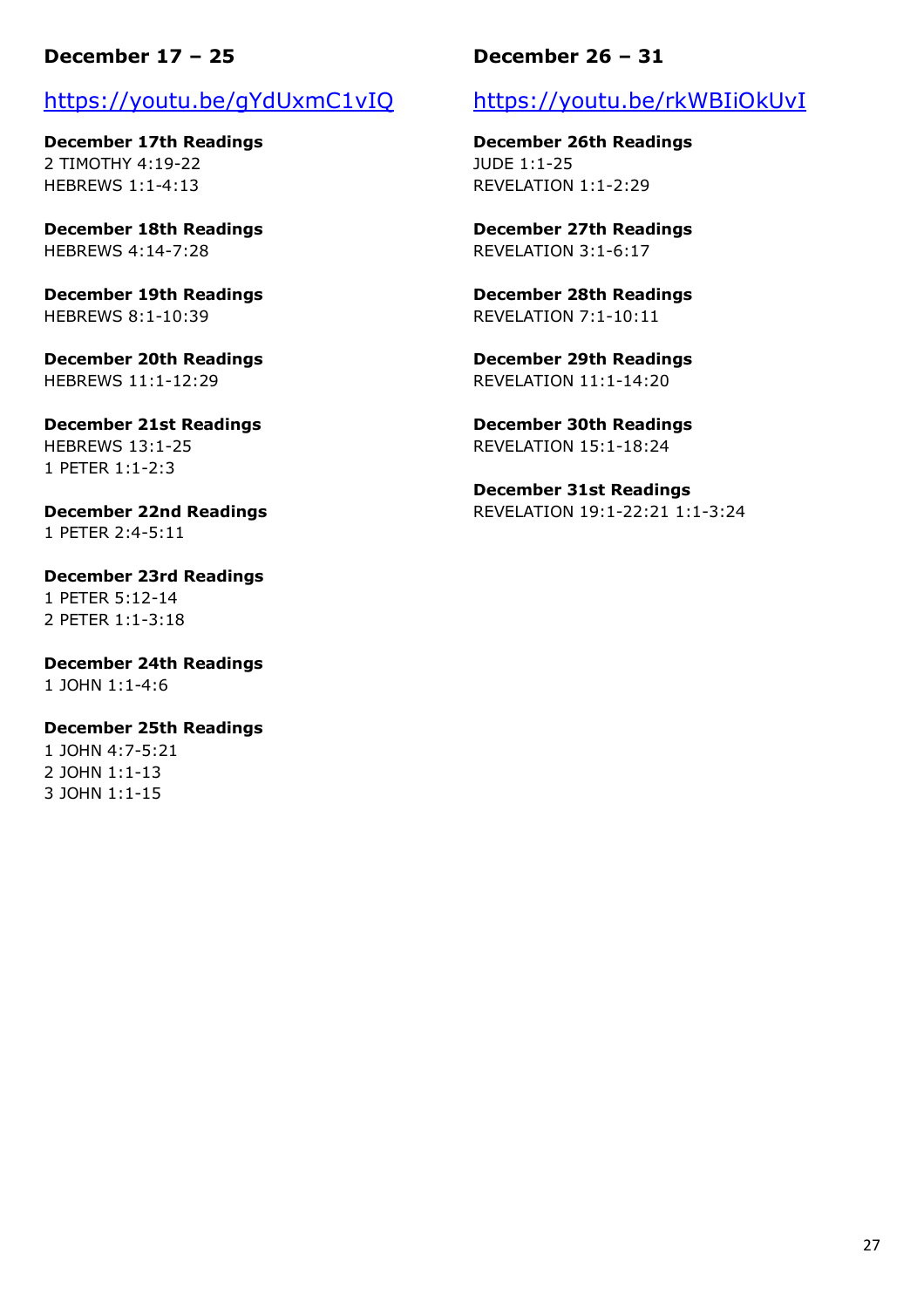**December 17 – 25**

https://youtu.be/gYdUxmC1vIQ

**December 17th Readings**
2 TIMOTHY 4:19-22
HEBREWS 1:1-4:13

**December 18th Readings**
HEBREWS 4:14-7:28

**December 19th Readings**
HEBREWS 8:1-10:39

**December 20th Readings**
HEBREWS 11:1-12:29

**December 21st Readings**
HEBREWS 13:1-25
1 PETER 1:1-2:3

**December 22nd Readings**
1 PETER 2:4-5:11

**December 23rd Readings**
1 PETER 5:12-14
2 PETER 1:1-3:18

**December 24th Readings**
1 JOHN 1:1-4:6

**December 25th Readings**
1 JOHN 4:7-5:21
2 JOHN 1:1-13
3 JOHN 1:1-15

**December 26 – 31**

https://youtu.be/rkWBIiOkUvI

**December 26th Readings**
JUDE 1:1-25
REVELATION 1:1-2:29

**December 27th Readings**
REVELATION 3:1-6:17

**December 28th Readings**
REVELATION 7:1-10:11

**December 29th Readings**
REVELATION 11:1-14:20

**December 30th Readings**
REVELATION 15:1-18:24

**December 31st Readings**
REVELATION 19:1-22:21 1:1-3:24